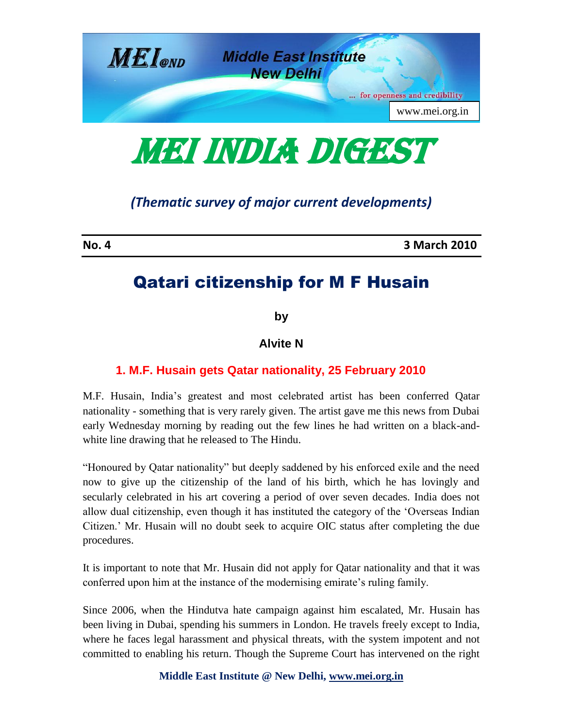Middle East Institute New Delhi

... for openness and credibility

www.mei.org.in

# MEI INDIA DIGEST

*(Thematic survey of major current developments)*

**No. 4** **3 March 2010**

# Qatari citizenship for M F Husain

**by**

**Alvite N**

## 1. M.F. Husain gets Qatar nationality, 25 February 2010

M.F. Husain, India's greatest and most celebrated artist has been conferred Qatar nationality - something that is very rarely given. The artist gave me this news from Dubai early Wednesday morning by reading out the few lines he had written on a black-and-white line drawing that he released to The Hindu.

"Honoured by Qatar nationality" but deeply saddened by his enforced exile and the need now to give up the citizenship of the land of his birth, which he has lovingly and secularly celebrated in his art covering a period of over seven decades. India does not allow dual citizenship, even though it has instituted the category of the 'Overseas Indian Citizen.' Mr. Husain will no doubt seek to acquire OIC status after completing the due procedures.

It is important to note that Mr. Husain did not apply for Qatar nationality and that it was conferred upon him at the instance of the modernising emirate's ruling family.

Since 2006, when the Hindutva hate campaign against him escalated, Mr. Husain has been living in Dubai, spending his summers in London. He travels freely except to India, where he faces legal harassment and physical threats, with the system impotent and not committed to enabling his return. Though the Supreme Court has intervened on the right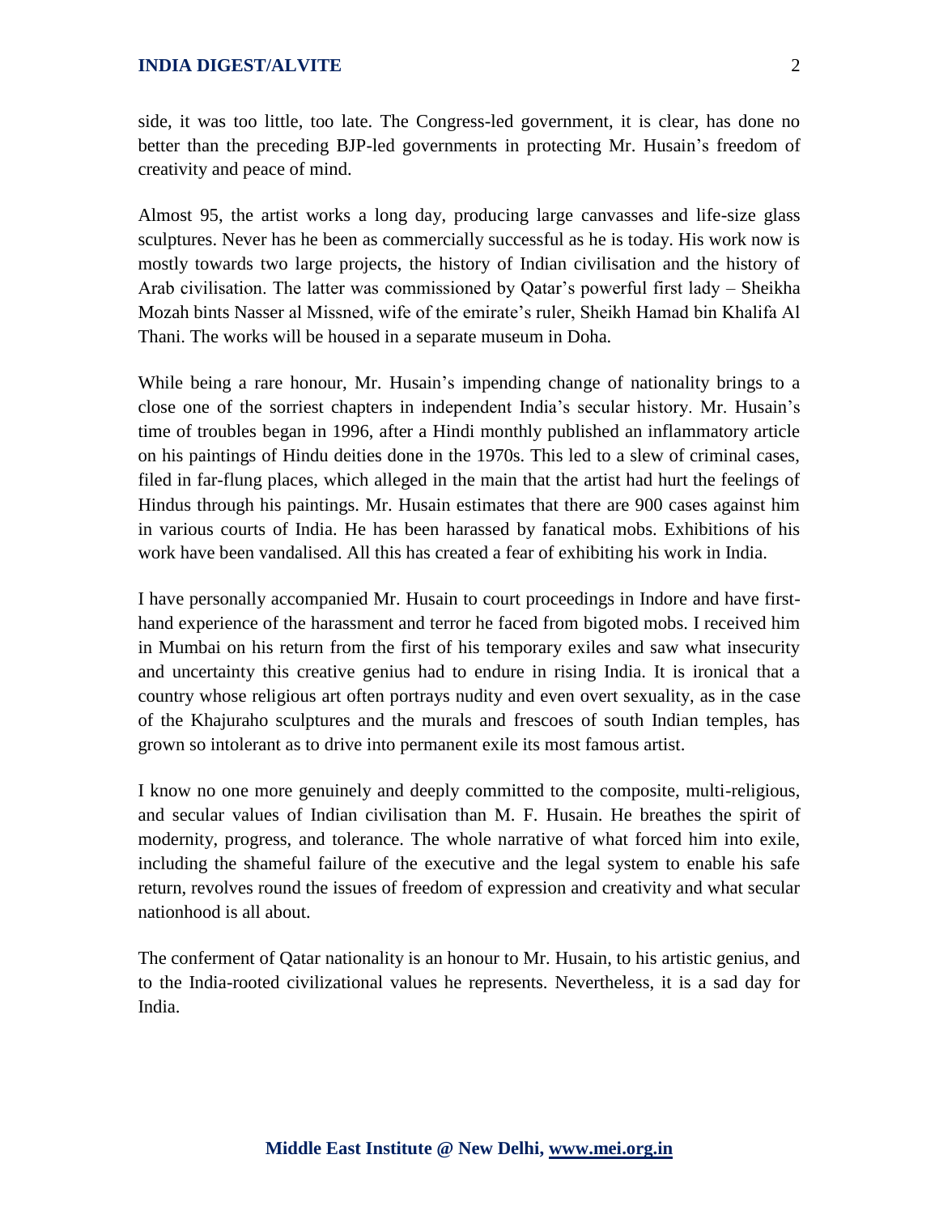side, it was too little, too late. The Congress-led government, it is clear, has done no better than the preceding BJP-led governments in protecting Mr. Husain's freedom of creativity and peace of mind.

Almost 95, the artist works a long day, producing large canvasses and life-size glass sculptures. Never has he been as commercially successful as he is today. His work now is mostly towards two large projects, the history of Indian civilisation and the history of Arab civilisation. The latter was commissioned by Qatar's powerful first lady – Sheikha Mozah bints Nasser al Missned, wife of the emirate's ruler, Sheikh Hamad bin Khalifa Al Thani. The works will be housed in a separate museum in Doha.

While being a rare honour, Mr. Husain's impending change of nationality brings to a close one of the sorriest chapters in independent India's secular history. Mr. Husain's time of troubles began in 1996, after a Hindi monthly published an inflammatory article on his paintings of Hindu deities done in the 1970s. This led to a slew of criminal cases, filed in far-flung places, which alleged in the main that the artist had hurt the feelings of Hindus through his paintings. Mr. Husain estimates that there are 900 cases against him in various courts of India. He has been harassed by fanatical mobs. Exhibitions of his work have been vandalised. All this has created a fear of exhibiting his work in India.

I have personally accompanied Mr. Husain to court proceedings in Indore and have first-hand experience of the harassment and terror he faced from bigoted mobs. I received him in Mumbai on his return from the first of his temporary exiles and saw what insecurity and uncertainty this creative genius had to endure in rising India. It is ironical that a country whose religious art often portrays nudity and even overt sexuality, as in the case of the Khajuraho sculptures and the murals and frescoes of south Indian temples, has grown so intolerant as to drive into permanent exile its most famous artist.

I know no one more genuinely and deeply committed to the composite, multi-religious, and secular values of Indian civilisation than M. F. Husain. He breathes the spirit of modernity, progress, and tolerance. The whole narrative of what forced him into exile, including the shameful failure of the executive and the legal system to enable his safe return, revolves round the issues of freedom of expression and creativity and what secular nationhood is all about.

The conferment of Qatar nationality is an honour to Mr. Husain, to his artistic genius, and to the India-rooted civilizational values he represents. Nevertheless, it is a sad day for India.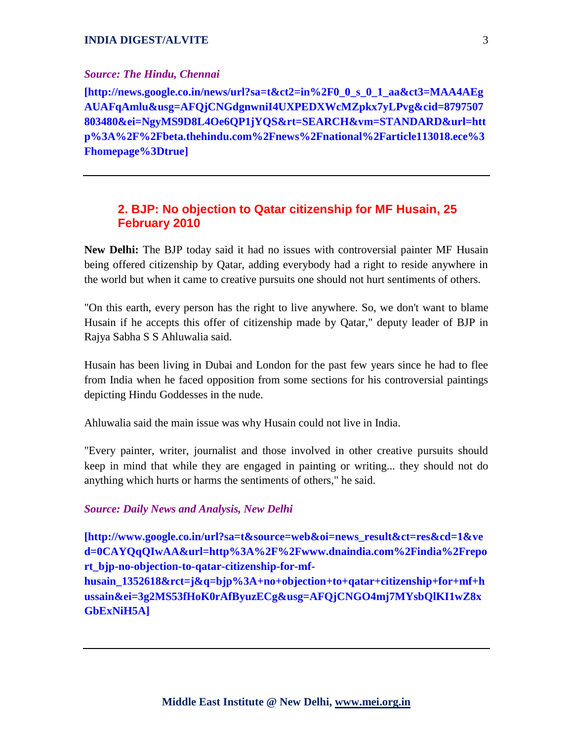***Source: The Hindu, Chennai***

**[http://news.google.co.in/news/url?sa=t&ct2=in%2F0_0_s_0_1_aa&ct3=MAA4AEgAUAFqAmlu&usg=AFQjCNGdgnwniI4UXPEDXWcMZpkx7yLPvg&cid=8797507803480&ei=NgyMS9D8L4Oe6QP1jYQS&rt=SEARCH&vm=STANDARD&url=http%3A%2F%2Fbeta.thehindu.com%2Fnews%2Fnational%2Farticle113018.ece%3Fhomepage%3Dtrue]**

---

## 2. BJP: No objection to Qatar citizenship for MF Husain, 25 February 2010

**New Delhi:** The BJP today said it had no issues with controversial painter MF Husain being offered citizenship by Qatar, adding everybody had a right to reside anywhere in the world but when it came to creative pursuits one should not hurt sentiments of others.

"On this earth, every person has the right to live anywhere. So, we don't want to blame Husain if he accepts this offer of citizenship made by Qatar," deputy leader of BJP in Rajya Sabha S S Ahluwalia said.

Husain has been living in Dubai and London for the past few years since he had to flee from India when he faced opposition from some sections for his controversial paintings depicting Hindu Goddesses in the nude.

Ahluwalia said the main issue was why Husain could not live in India.

"Every painter, writer, journalist and those involved in other creative pursuits should keep in mind that while they are engaged in painting or writing... they should not do anything which hurts or harms the sentiments of others," he said.

***Source: Daily News and Analysis, New Delhi***

**[http://www.google.co.in/url?sa=t&source=web&oi=news_result&ct=res&cd=1&ved=0CAYQqQIwAA&url=http%3A%2F%2Fwww.dnaindia.com%2Findia%2Freport_bjp-no-objection-to-qatar-citizenship-for-mf-husain_1352618&rct=j&q=bjp%3A+no+objection+to+qatar+citizenship+for+mf+hussain&ei=3g2MS53fHoK0rAfByuzECg&usg=AFQjCNGO4mj7MYsbQlKI1wZ8xGbExNiH5A]**

---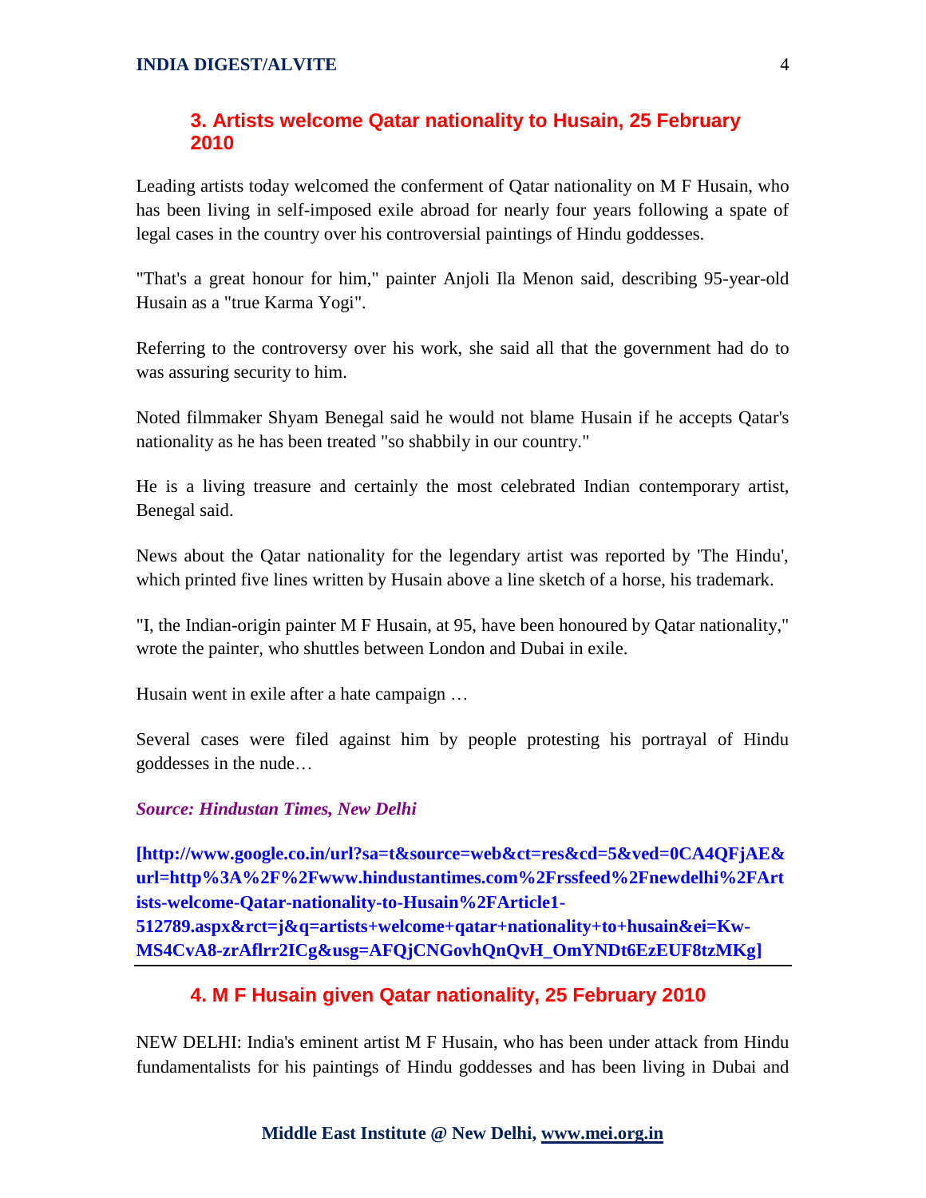## 3. Artists welcome Qatar nationality to Husain, 25 February 2010

Leading artists today welcomed the conferment of Qatar nationality on M F Husain, who has been living in self-imposed exile abroad for nearly four years following a spate of legal cases in the country over his controversial paintings of Hindu goddesses.

"That's a great honour for him," painter Anjoli Ila Menon said, describing 95-year-old Husain as a "true Karma Yogi".

Referring to the controversy over his work, she said all that the government had do to was assuring security to him.

Noted filmmaker Shyam Benegal said he would not blame Husain if he accepts Qatar's nationality as he has been treated "so shabbily in our country."

He is a living treasure and certainly the most celebrated Indian contemporary artist, Benegal said.

News about the Qatar nationality for the legendary artist was reported by 'The Hindu', which printed five lines written by Husain above a line sketch of a horse, his trademark.

"I, the Indian-origin painter M F Husain, at 95, have been honoured by Qatar nationality," wrote the painter, who shuttles between London and Dubai in exile.

Husain went in exile after a hate campaign …

Several cases were filed against him by people protesting his portrayal of Hindu goddesses in the nude…

***Source: Hindustan Times, New Delhi***

**[http://www.google.co.in/url?sa=t&source=web&ct=res&cd=5&ved=0CA4QFjAE&url=http%3A%2F%2Fwww.hindustantimes.com%2Frssfeed%2Fnewdelhi%2FArtists-welcome-Qatar-nationality-to-Husain%2FArticle1-512789.aspx&rct=j&q=artists+welcome+qatar+nationality+to+husain&ei=Kw-MS4CvA8-zrAflrr2ICg&usg=AFQjCNGovhQnQvH_OmYNDt6EzEUF8tzMKg]**

---

## 4. M F Husain given Qatar nationality, 25 February 2010

NEW DELHI: India's eminent artist M F Husain, who has been under attack from Hindu fundamentalists for his paintings of Hindu goddesses and has been living in Dubai and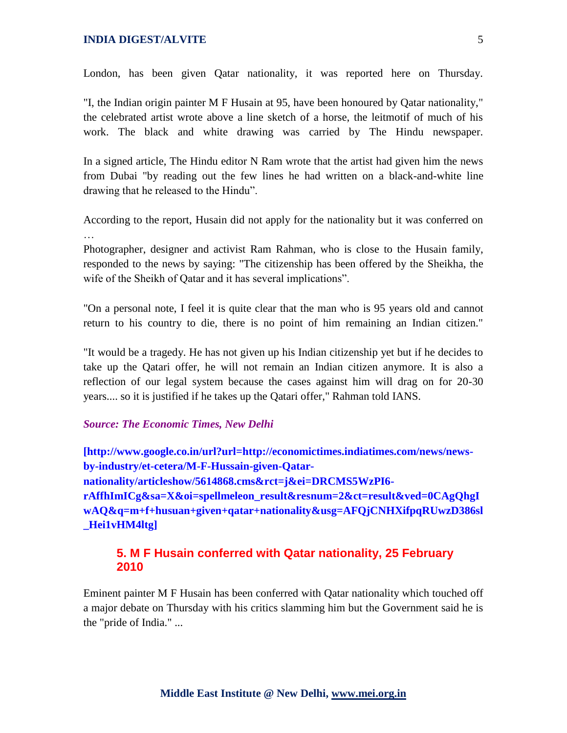London, has been given Qatar nationality, it was reported here on Thursday.

"I, the Indian origin painter M F Husain at 95, have been honoured by Qatar nationality," the celebrated artist wrote above a line sketch of a horse, the leitmotif of much of his work. The black and white drawing was carried by The Hindu newspaper.

In a signed article, The Hindu editor N Ram wrote that the artist had given him the news from Dubai "by reading out the few lines he had written on a black-and-white line drawing that he released to the Hindu".

According to the report, Husain did not apply for the nationality but it was conferred on …

Photographer, designer and activist Ram Rahman, who is close to the Husain family, responded to the news by saying: "The citizenship has been offered by the Sheikha, the wife of the Sheikh of Qatar and it has several implications".

"On a personal note, I feel it is quite clear that the man who is 95 years old and cannot return to his country to die, there is no point of him remaining an Indian citizen."

"It would be a tragedy. He has not given up his Indian citizenship yet but if he decides to take up the Qatari offer, he will not remain an Indian citizen anymore. It is also a reflection of our legal system because the cases against him will drag on for 20-30 years.... so it is justified if he takes up the Qatari offer," Rahman told IANS.

***Source: The Economic Times, New Delhi***

**[http://www.google.co.in/url?url=http://economictimes.indiatimes.com/news/news-by-industry/et-cetera/M-F-Hussain-given-Qatar-nationality/articleshow/5614868.cms&rct=j&ei=DRCMS5WzPI6-rAffhImICg&sa=X&oi=spellmeleon_result&resnum=2&ct=result&ved=0CAgQhgIwAQ&q=m+f+husuan+given+qatar+nationality&usg=AFQjCNHXifpqRUwzD386sl_Hei1vHM4ltg]**

## 5. M F Husain conferred with Qatar nationality, 25 February 2010

Eminent painter M F Husain has been conferred with Qatar nationality which touched off a major debate on Thursday with his critics slamming him but the Government said he is the "pride of India." ...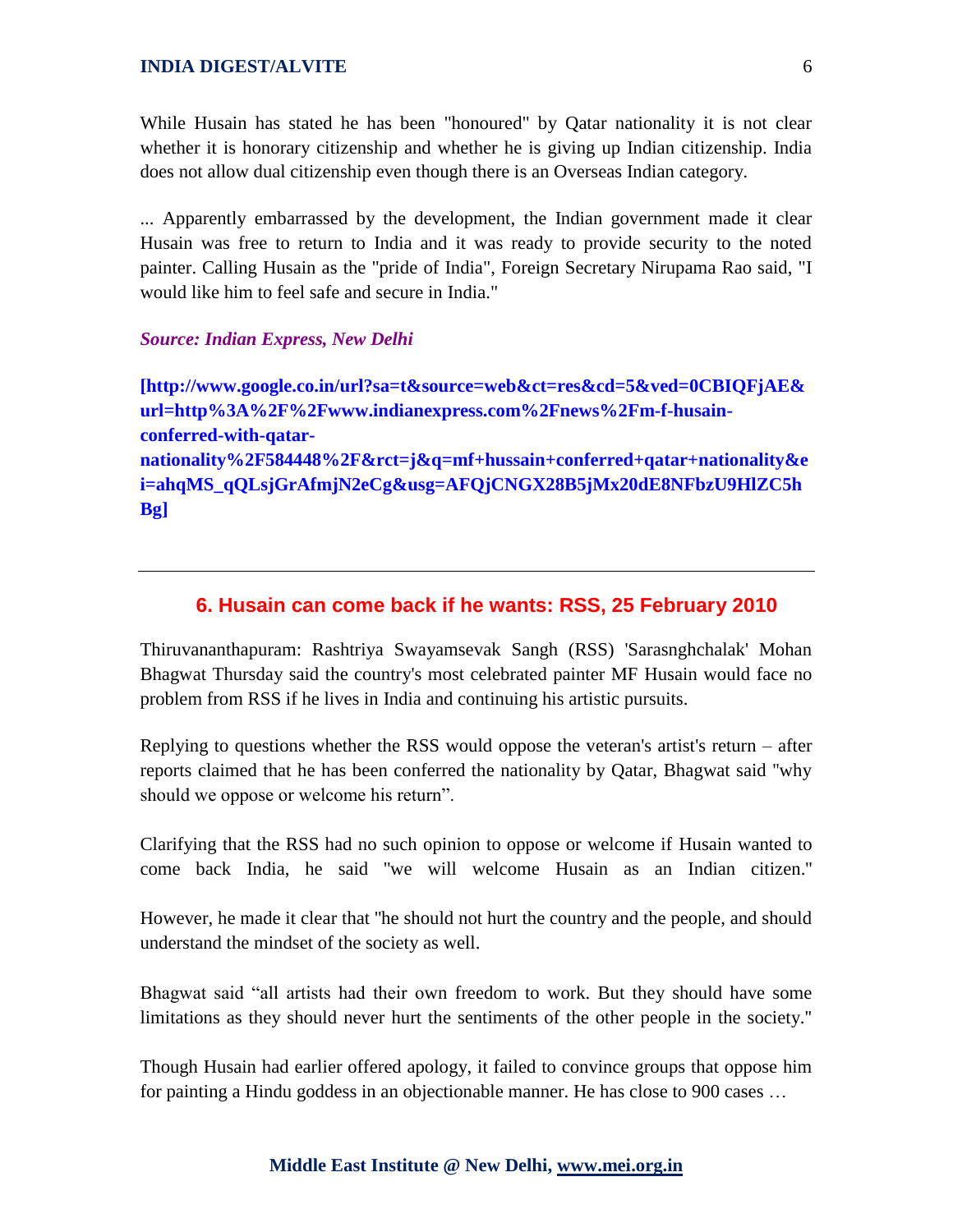While Husain has stated he has been "honoured" by Qatar nationality it is not clear whether it is honorary citizenship and whether he is giving up Indian citizenship. India does not allow dual citizenship even though there is an Overseas Indian category.

... Apparently embarrassed by the development, the Indian government made it clear Husain was free to return to India and it was ready to provide security to the noted painter. Calling Husain as the "pride of India", Foreign Secretary Nirupama Rao said, "I would like him to feel safe and secure in India."

***Source: Indian Express, New Delhi***

**[http://www.google.co.in/url?sa=t&source=web&ct=res&cd=5&ved=0CBIQFjAE&url=http%3A%2F%2Fwww.indianexpress.com%2Fnews%2Fm-f-husain-conferred-with-qatar-nationality%2F584448%2F&rct=j&q=mf+hussain+conferred+qatar+nationality&ei=ahqMS_qQLsjGrAfmjN2eCg&usg=AFQjCNGX28B5jMx20dE8NFbzU9HlZC5hBg]**

---

## 6. Husain can come back if he wants: RSS, 25 February 2010

Thiruvananthapuram: Rashtriya Swayamsevak Sangh (RSS) 'Sarasnghchalak' Mohan Bhagwat Thursday said the country's most celebrated painter MF Husain would face no problem from RSS if he lives in India and continuing his artistic pursuits.

Replying to questions whether the RSS would oppose the veteran's artist's return – after reports claimed that he has been conferred the nationality by Qatar, Bhagwat said "why should we oppose or welcome his return".

Clarifying that the RSS had no such opinion to oppose or welcome if Husain wanted to come back India, he said "we will welcome Husain as an Indian citizen."

However, he made it clear that "he should not hurt the country and the people, and should understand the mindset of the society as well.

Bhagwat said "all artists had their own freedom to work. But they should have some limitations as they should never hurt the sentiments of the other people in the society."

Though Husain had earlier offered apology, it failed to convince groups that oppose him for painting a Hindu goddess in an objectionable manner. He has close to 900 cases …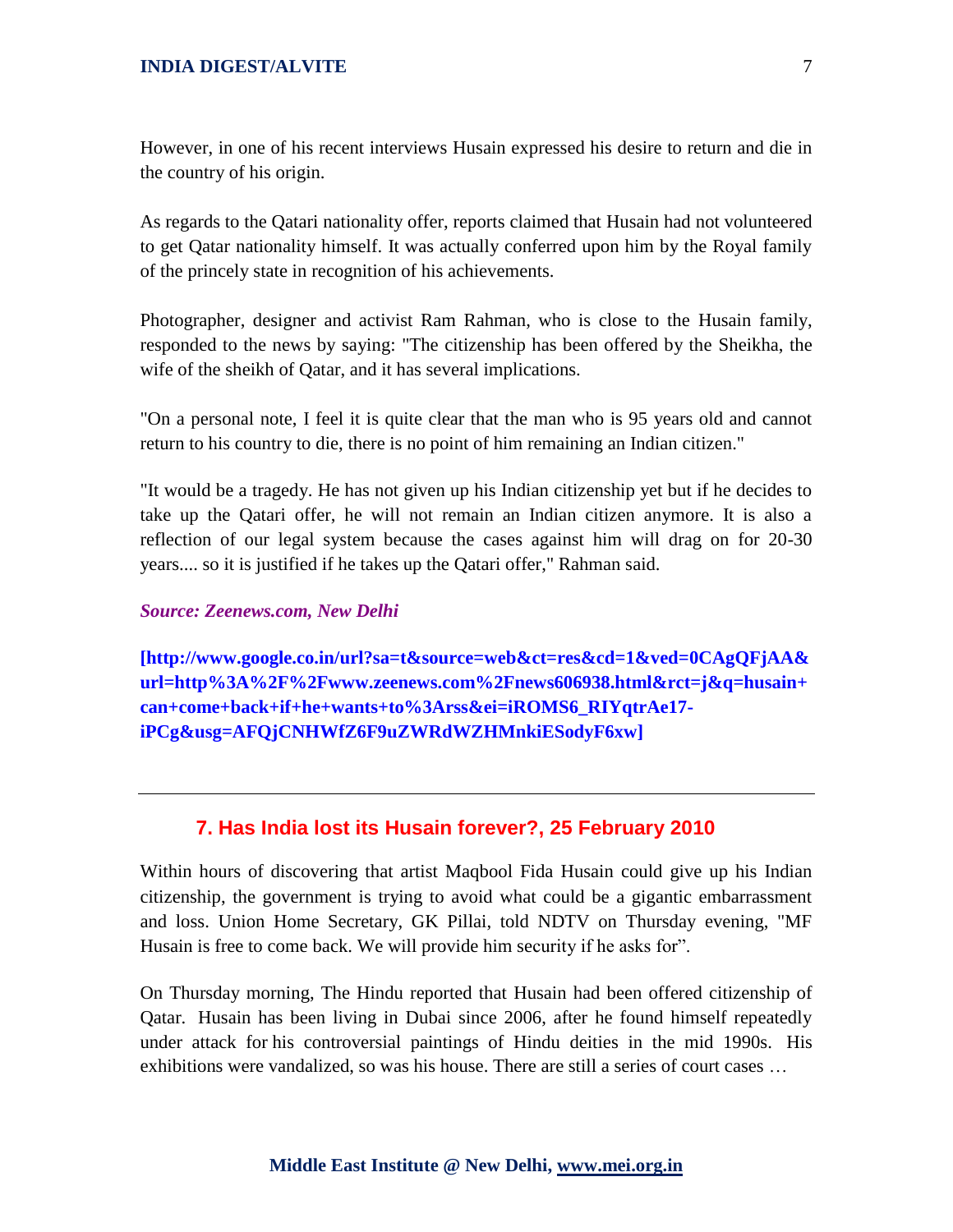However, in one of his recent interviews Husain expressed his desire to return and die in the country of his origin.

As regards to the Qatari nationality offer, reports claimed that Husain had not volunteered to get Qatar nationality himself. It was actually conferred upon him by the Royal family of the princely state in recognition of his achievements.

Photographer, designer and activist Ram Rahman, who is close to the Husain family, responded to the news by saying: "The citizenship has been offered by the Sheikha, the wife of the sheikh of Qatar, and it has several implications.

"On a personal note, I feel it is quite clear that the man who is 95 years old and cannot return to his country to die, there is no point of him remaining an Indian citizen."

"It would be a tragedy. He has not given up his Indian citizenship yet but if he decides to take up the Qatari offer, he will not remain an Indian citizen anymore. It is also a reflection of our legal system because the cases against him will drag on for 20-30 years.... so it is justified if he takes up the Qatari offer," Rahman said.

***Source: Zeenews.com, New Delhi***

**[http://www.google.co.in/url?sa=t&source=web&ct=res&cd=1&ved=0CAgQFjAA&url=http%3A%2F%2Fwww.zeenews.com%2Fnews606938.html&rct=j&q=husain+can+come+back+if+he+wants+to%3Arss&ei=iROMS6_RIYqtrAe17-iPCg&usg=AFQjCNHWfZ6F9uZWRdWZHMnkiESodyF6xw]**

---

## 7. Has India lost its Husain forever?, 25 February 2010

Within hours of discovering that artist Maqbool Fida Husain could give up his Indian citizenship, the government is trying to avoid what could be a gigantic embarrassment and loss. Union Home Secretary, GK Pillai, told NDTV on Thursday evening, "MF Husain is free to come back. We will provide him security if he asks for".

On Thursday morning, The Hindu reported that Husain had been offered citizenship of Qatar. Husain has been living in Dubai since 2006, after he found himself repeatedly under attack for his controversial paintings of Hindu deities in the mid 1990s. His exhibitions were vandalized, so was his house. There are still a series of court cases …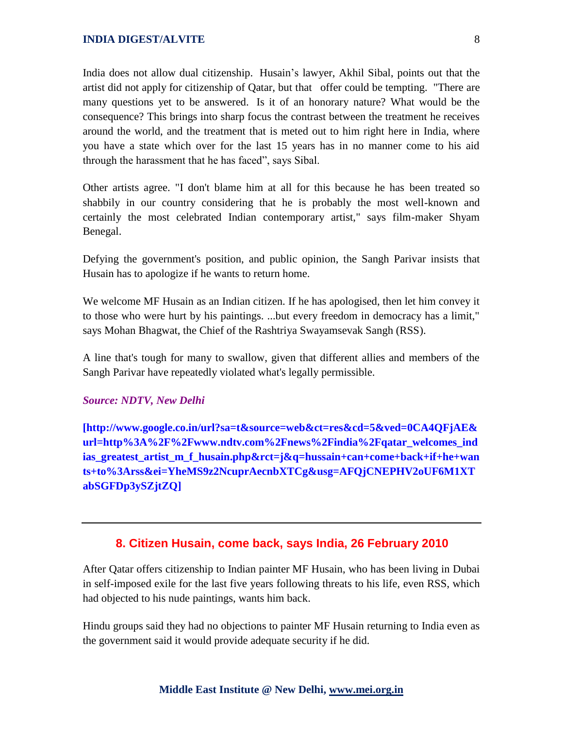India does not allow dual citizenship. Husain's lawyer, Akhil Sibal, points out that the artist did not apply for citizenship of Qatar, but that offer could be tempting. "There are many questions yet to be answered. Is it of an honorary nature? What would be the consequence? This brings into sharp focus the contrast between the treatment he receives around the world, and the treatment that is meted out to him right here in India, where you have a state which over for the last 15 years has in no manner come to his aid through the harassment that he has faced", says Sibal.

Other artists agree. "I don't blame him at all for this because he has been treated so shabbily in our country considering that he is probably the most well-known and certainly the most celebrated Indian contemporary artist," says film-maker Shyam Benegal.

Defying the government's position, and public opinion, the Sangh Parivar insists that Husain has to apologize if he wants to return home.

We welcome MF Husain as an Indian citizen. If he has apologised, then let him convey it to those who were hurt by his paintings. ...but every freedom in democracy has a limit," says Mohan Bhagwat, the Chief of the Rashtriya Swayamsevak Sangh (RSS).

A line that's tough for many to swallow, given that different allies and members of the Sangh Parivar have repeatedly violated what's legally permissible.

***Source: NDTV, New Delhi***

**[http://www.google.co.in/url?sa=t&source=web&ct=res&cd=5&ved=0CA4QFjAE&url=http%3A%2F%2Fwww.ndtv.com%2Fnews%2Findia%2Fqatar_welcomes_indias_greatest_artist_m_f_husain.php&rct=j&q=hussain+can+come+back+if+he+wants+to%3Arss&ei=YheMS9z2NcuprAecnbXTCg&usg=AFQjCNEPHV2oUF6M1XTabSGFDp3ySZjtZQ]**

---

## 8. Citizen Husain, come back, says India, 26 February 2010

After Qatar offers citizenship to Indian painter MF Husain, who has been living in Dubai in self-imposed exile for the last five years following threats to his life, even RSS, which had objected to his nude paintings, wants him back.

Hindu groups said they had no objections to painter MF Husain returning to India even as the government said it would provide adequate security if he did.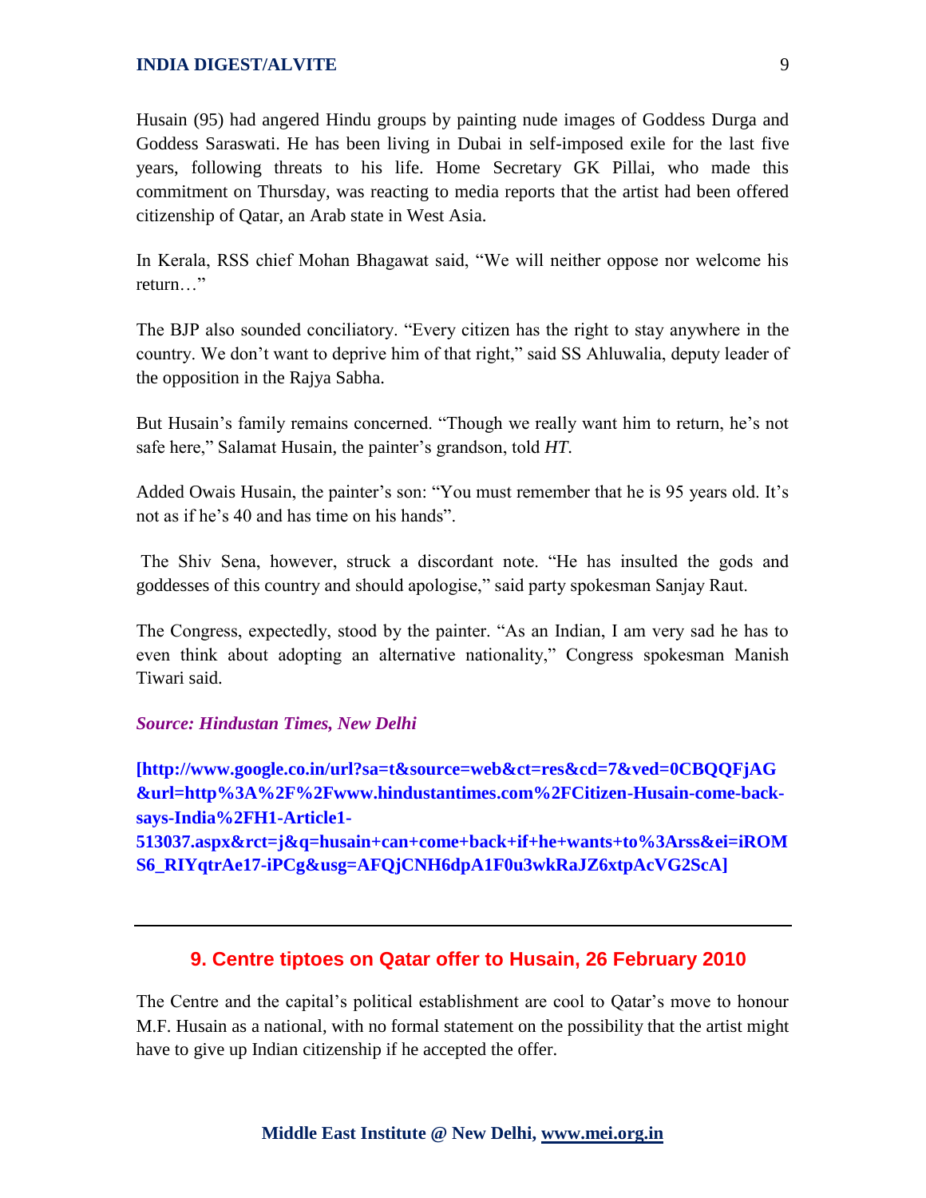Husain (95) had angered Hindu groups by painting nude images of Goddess Durga and Goddess Saraswati. He has been living in Dubai in self-imposed exile for the last five years, following threats to his life. Home Secretary GK Pillai, who made this commitment on Thursday, was reacting to media reports that the artist had been offered citizenship of Qatar, an Arab state in West Asia.

In Kerala, RSS chief Mohan Bhagawat said, "We will neither oppose nor welcome his return…"

The BJP also sounded conciliatory. "Every citizen has the right to stay anywhere in the country. We don't want to deprive him of that right," said SS Ahluwalia, deputy leader of the opposition in the Rajya Sabha.

But Husain's family remains concerned. "Though we really want him to return, he's not safe here," Salamat Husain, the painter's grandson, told *HT*.

Added Owais Husain, the painter's son: "You must remember that he is 95 years old. It's not as if he's 40 and has time on his hands".

The Shiv Sena, however, struck a discordant note. "He has insulted the gods and goddesses of this country and should apologise," said party spokesman Sanjay Raut.

The Congress, expectedly, stood by the painter. "As an Indian, I am very sad he has to even think about adopting an alternative nationality," Congress spokesman Manish Tiwari said.

***Source: Hindustan Times, New Delhi***

**[http://www.google.co.in/url?sa=t&source=web&ct=res&cd=7&ved=0CBQQFjAG&url=http%3A%2F%2Fwww.hindustantimes.com%2FCitizen-Husain-come-back-says-India%2FH1-Article1-513037.aspx&rct=j&q=husain+can+come+back+if+he+wants+to%3Arss&ei=iROMS6_RIYqtrAe17-iPCg&usg=AFQjCNH6dpA1F0u3wkRaJZ6xtpAcVG2ScA]**

---

## 9. Centre tiptoes on Qatar offer to Husain, 26 February 2010

The Centre and the capital's political establishment are cool to Qatar's move to honour M.F. Husain as a national, with no formal statement on the possibility that the artist might have to give up Indian citizenship if he accepted the offer.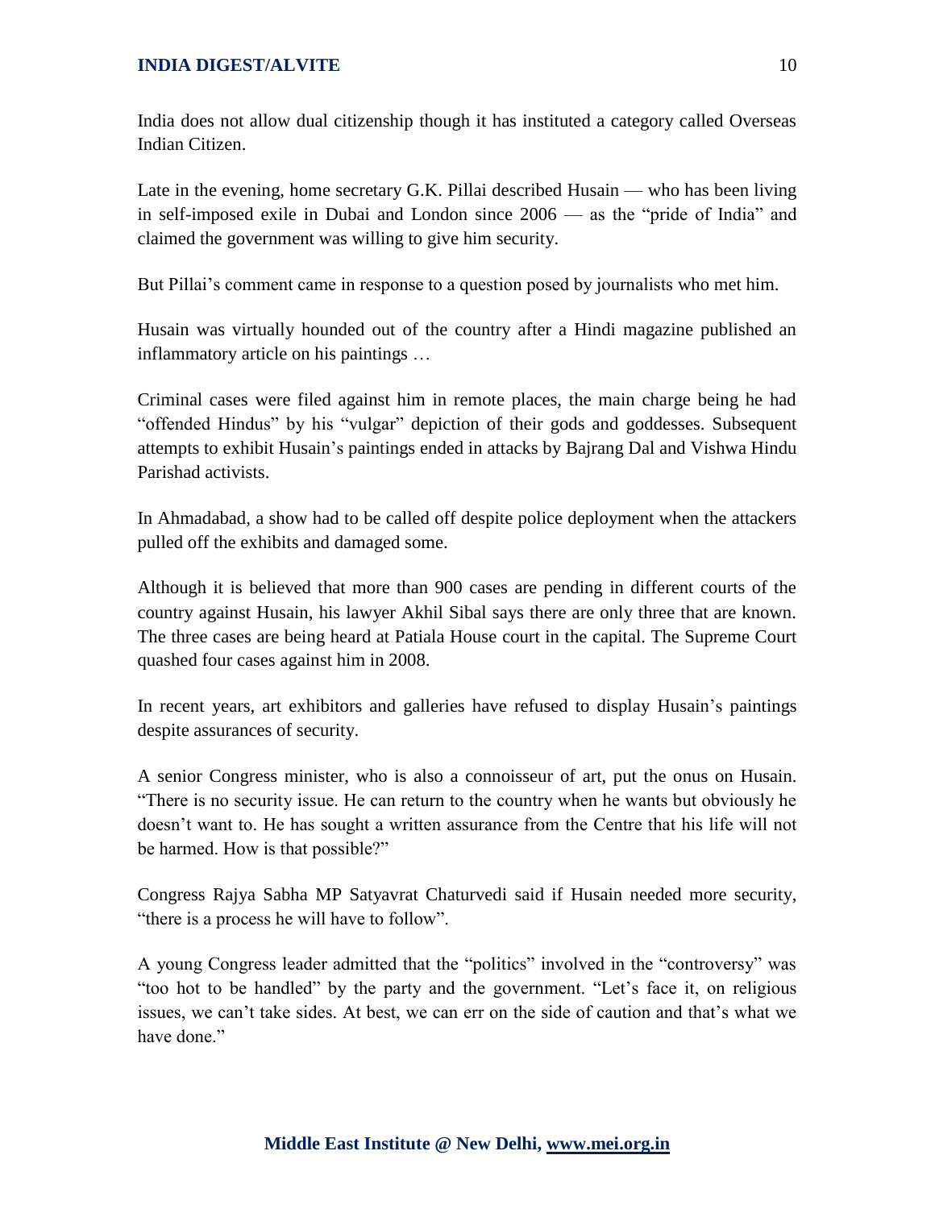India does not allow dual citizenship though it has instituted a category called Overseas Indian Citizen.

Late in the evening, home secretary G.K. Pillai described Husain — who has been living in self-imposed exile in Dubai and London since 2006 — as the "pride of India" and claimed the government was willing to give him security.

But Pillai's comment came in response to a question posed by journalists who met him.

Husain was virtually hounded out of the country after a Hindi magazine published an inflammatory article on his paintings …

Criminal cases were filed against him in remote places, the main charge being he had "offended Hindus" by his "vulgar" depiction of their gods and goddesses. Subsequent attempts to exhibit Husain's paintings ended in attacks by Bajrang Dal and Vishwa Hindu Parishad activists.

In Ahmadabad, a show had to be called off despite police deployment when the attackers pulled off the exhibits and damaged some.

Although it is believed that more than 900 cases are pending in different courts of the country against Husain, his lawyer Akhil Sibal says there are only three that are known. The three cases are being heard at Patiala House court in the capital. The Supreme Court quashed four cases against him in 2008.

In recent years, art exhibitors and galleries have refused to display Husain's paintings despite assurances of security.

A senior Congress minister, who is also a connoisseur of art, put the onus on Husain. "There is no security issue. He can return to the country when he wants but obviously he doesn't want to. He has sought a written assurance from the Centre that his life will not be harmed. How is that possible?"

Congress Rajya Sabha MP Satyavrat Chaturvedi said if Husain needed more security, "there is a process he will have to follow".

A young Congress leader admitted that the "politics" involved in the "controversy" was "too hot to be handled" by the party and the government. "Let's face it, on religious issues, we can't take sides. At best, we can err on the side of caution and that's what we have done."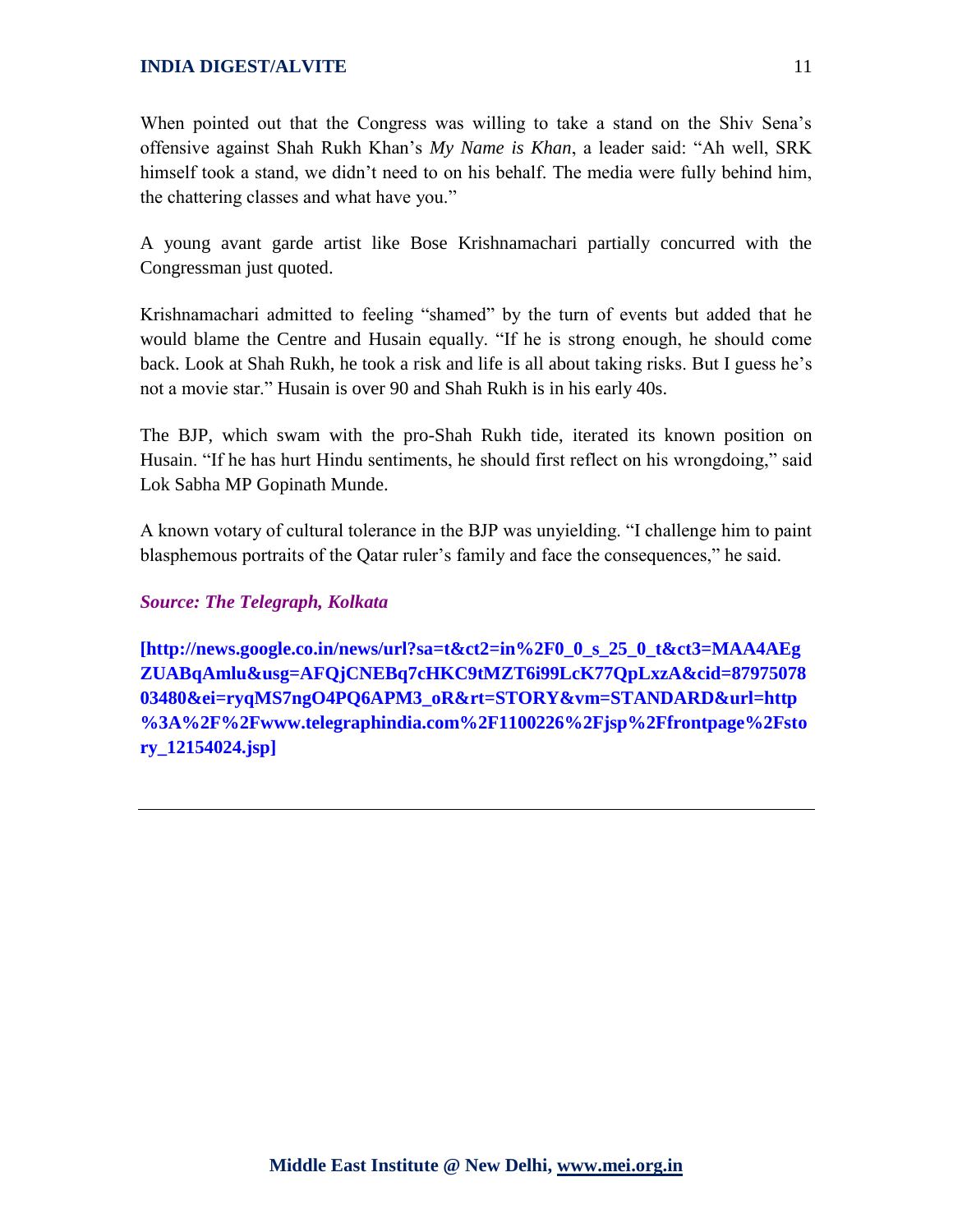When pointed out that the Congress was willing to take a stand on the Shiv Sena's offensive against Shah Rukh Khan's *My Name is Khan*, a leader said: "Ah well, SRK himself took a stand, we didn't need to on his behalf. The media were fully behind him, the chattering classes and what have you."

A young avant garde artist like Bose Krishnamachari partially concurred with the Congressman just quoted.

Krishnamachari admitted to feeling "shamed" by the turn of events but added that he would blame the Centre and Husain equally. "If he is strong enough, he should come back. Look at Shah Rukh, he took a risk and life is all about taking risks. But I guess he's not a movie star." Husain is over 90 and Shah Rukh is in his early 40s.

The BJP, which swam with the pro-Shah Rukh tide, iterated its known position on Husain. "If he has hurt Hindu sentiments, he should first reflect on his wrongdoing," said Lok Sabha MP Gopinath Munde.

A known votary of cultural tolerance in the BJP was unyielding. "I challenge him to paint blasphemous portraits of the Qatar ruler's family and face the consequences," he said.

***Source: The Telegraph, Kolkata***

**[http://news.google.co.in/news/url?sa=t&ct2=in%2F0_0_s_25_0_t&ct3=MAA4AEgZUABqAmlu&usg=AFQjCNEBq7cHKC9tMZT6i99LcK77QpLxzA&cid=8797507803480&ei=ryqMS7ngO4PQ6APM3_oR&rt=STORY&vm=STANDARD&url=http%3A%2F%2Fwww.telegraphindia.com%2F1100226%2Fjsp%2Ffrontpage%2Fstory_12154024.jsp]**

---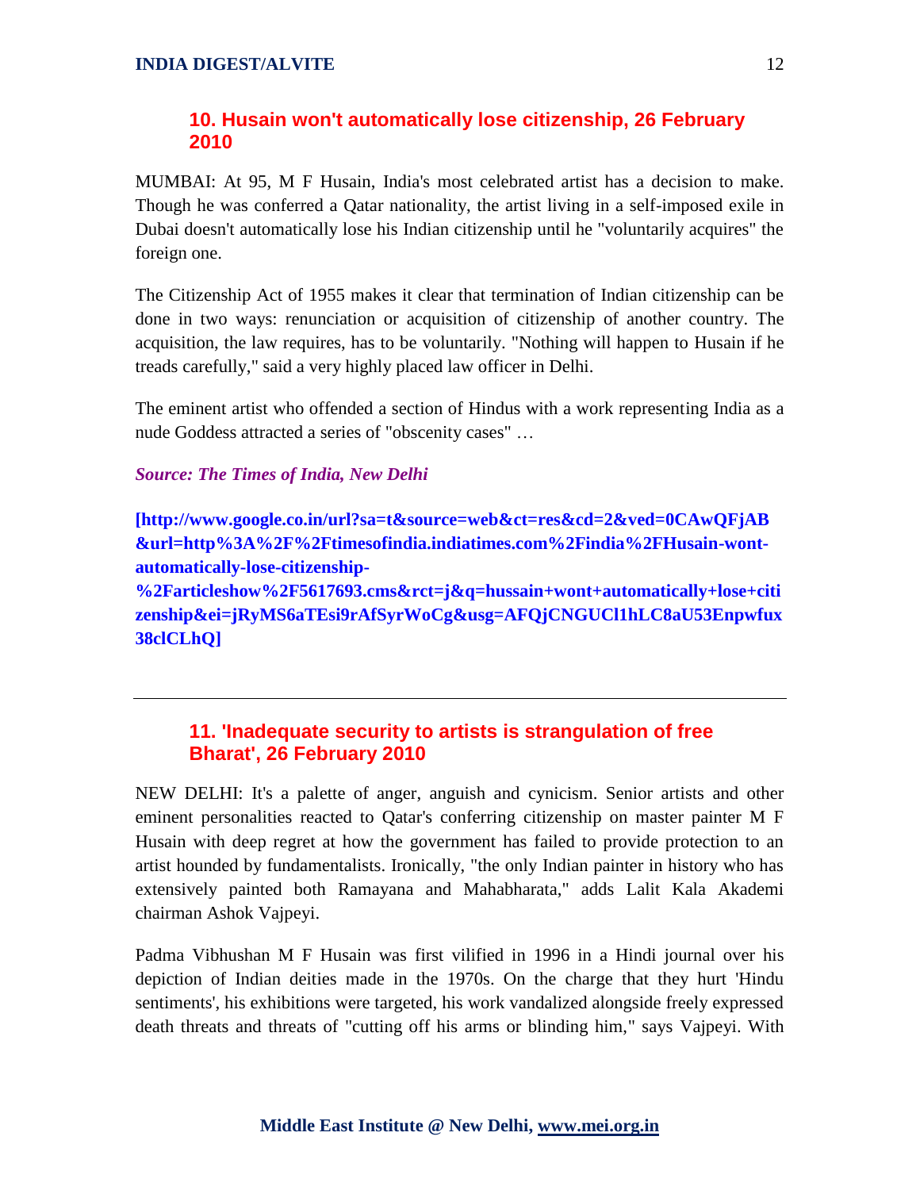## 10. Husain won't automatically lose citizenship, 26 February 2010

MUMBAI: At 95, M F Husain, India's most celebrated artist has a decision to make. Though he was conferred a Qatar nationality, the artist living in a self-imposed exile in Dubai doesn't automatically lose his Indian citizenship until he "voluntarily acquires" the foreign one.

The Citizenship Act of 1955 makes it clear that termination of Indian citizenship can be done in two ways: renunciation or acquisition of citizenship of another country. The acquisition, the law requires, has to be voluntarily. "Nothing will happen to Husain if he treads carefully," said a very highly placed law officer in Delhi.

The eminent artist who offended a section of Hindus with a work representing India as a nude Goddess attracted a series of "obscenity cases" …

***Source: The Times of India, New Delhi***

**[http://www.google.co.in/url?sa=t&source=web&ct=res&cd=2&ved=0CAwQFjAB&url=http%3A%2F%2Ftimesofindia.indiatimes.com%2Findia%2FHusain-wont-automatically-lose-citizenship-%2Farticleshow%2F5617693.cms&rct=j&q=hussain+wont+automatically+lose+citizenship&ei=jRyMS6aTEsi9rAfSyrWoCg&usg=AFQjCNGUCl1hLC8aU53Enpwfux38clCLhQ]**

---

## 11. 'Inadequate security to artists is strangulation of free Bharat', 26 February 2010

NEW DELHI: It's a palette of anger, anguish and cynicism. Senior artists and other eminent personalities reacted to Qatar's conferring citizenship on master painter M F Husain with deep regret at how the government has failed to provide protection to an artist hounded by fundamentalists. Ironically, "the only Indian painter in history who has extensively painted both Ramayana and Mahabharata," adds Lalit Kala Akademi chairman Ashok Vajpeyi.

Padma Vibhushan M F Husain was first vilified in 1996 in a Hindi journal over his depiction of Indian deities made in the 1970s. On the charge that they hurt 'Hindu sentiments', his exhibitions were targeted, his work vandalized alongside freely expressed death threats and threats of "cutting off his arms or blinding him," says Vajpeyi. With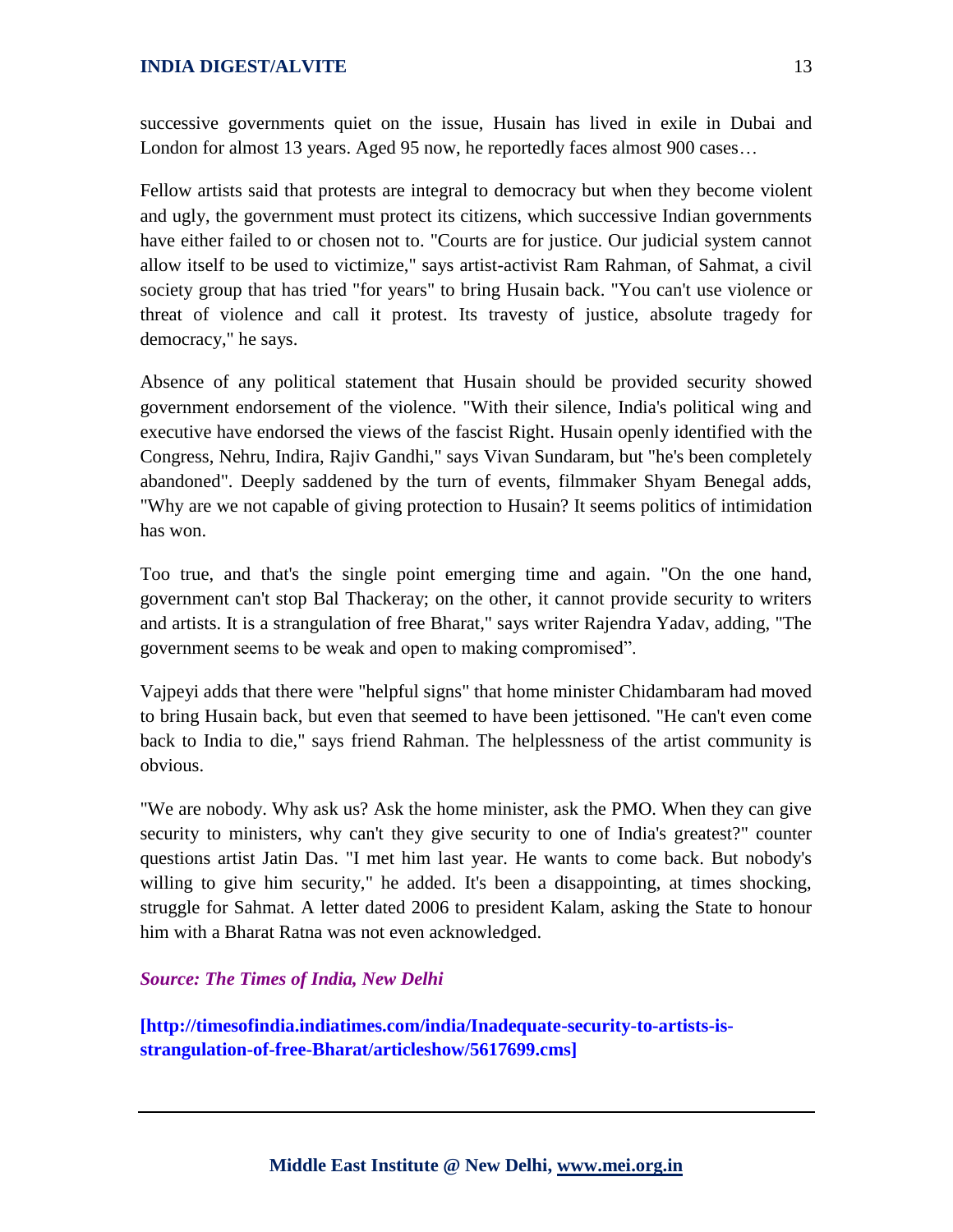successive governments quiet on the issue, Husain has lived in exile in Dubai and London for almost 13 years. Aged 95 now, he reportedly faces almost 900 cases…

Fellow artists said that protests are integral to democracy but when they become violent and ugly, the government must protect its citizens, which successive Indian governments have either failed to or chosen not to. "Courts are for justice. Our judicial system cannot allow itself to be used to victimize," says artist-activist Ram Rahman, of Sahmat, a civil society group that has tried "for years" to bring Husain back. "You can't use violence or threat of violence and call it protest. Its travesty of justice, absolute tragedy for democracy," he says.

Absence of any political statement that Husain should be provided security showed government endorsement of the violence. "With their silence, India's political wing and executive have endorsed the views of the fascist Right. Husain openly identified with the Congress, Nehru, Indira, Rajiv Gandhi," says Vivan Sundaram, but "he's been completely abandoned". Deeply saddened by the turn of events, filmmaker Shyam Benegal adds, "Why are we not capable of giving protection to Husain? It seems politics of intimidation has won.

Too true, and that's the single point emerging time and again. "On the one hand, government can't stop Bal Thackeray; on the other, it cannot provide security to writers and artists. It is a strangulation of free Bharat," says writer Rajendra Yadav, adding, "The government seems to be weak and open to making compromised".

Vajpeyi adds that there were "helpful signs" that home minister Chidambaram had moved to bring Husain back, but even that seemed to have been jettisoned. "He can't even come back to India to die," says friend Rahman. The helplessness of the artist community is obvious.

"We are nobody. Why ask us? Ask the home minister, ask the PMO. When they can give security to ministers, why can't they give security to one of India's greatest?" counter questions artist Jatin Das. "I met him last year. He wants to come back. But nobody's willing to give him security," he added. It's been a disappointing, at times shocking, struggle for Sahmat. A letter dated 2006 to president Kalam, asking the State to honour him with a Bharat Ratna was not even acknowledged.

***Source: The Times of India, New Delhi***

**[http://timesofindia.indiatimes.com/india/Inadequate-security-to-artists-is-strangulation-of-free-Bharat/articleshow/5617699.cms]**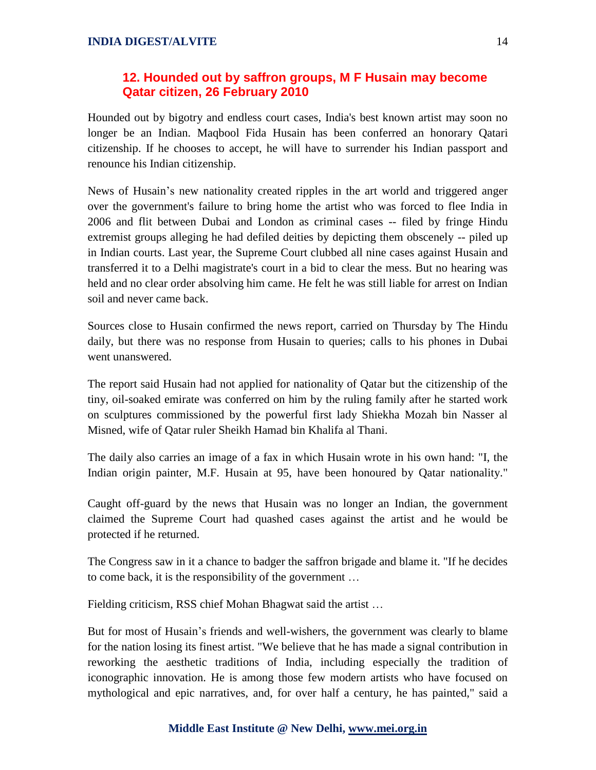## 12. Hounded out by saffron groups, M F Husain may become Qatar citizen, 26 February 2010

Hounded out by bigotry and endless court cases, India's best known artist may soon no longer be an Indian. Maqbool Fida Husain has been conferred an honorary Qatari citizenship. If he chooses to accept, he will have to surrender his Indian passport and renounce his Indian citizenship.

News of Husain's new nationality created ripples in the art world and triggered anger over the government's failure to bring home the artist who was forced to flee India in 2006 and flit between Dubai and London as criminal cases -- filed by fringe Hindu extremist groups alleging he had defiled deities by depicting them obscenely -- piled up in Indian courts. Last year, the Supreme Court clubbed all nine cases against Husain and transferred it to a Delhi magistrate's court in a bid to clear the mess. But no hearing was held and no clear order absolving him came. He felt he was still liable for arrest on Indian soil and never came back.

Sources close to Husain confirmed the news report, carried on Thursday by The Hindu daily, but there was no response from Husain to queries; calls to his phones in Dubai went unanswered.

The report said Husain had not applied for nationality of Qatar but the citizenship of the tiny, oil-soaked emirate was conferred on him by the ruling family after he started work on sculptures commissioned by the powerful first lady Shiekha Mozah bin Nasser al Misned, wife of Qatar ruler Sheikh Hamad bin Khalifa al Thani.

The daily also carries an image of a fax in which Husain wrote in his own hand: "I, the Indian origin painter, M.F. Husain at 95, have been honoured by Qatar nationality."

Caught off-guard by the news that Husain was no longer an Indian, the government claimed the Supreme Court had quashed cases against the artist and he would be protected if he returned.

The Congress saw in it a chance to badger the saffron brigade and blame it. "If he decides to come back, it is the responsibility of the government …

Fielding criticism, RSS chief Mohan Bhagwat said the artist …

But for most of Husain's friends and well-wishers, the government was clearly to blame for the nation losing its finest artist. "We believe that he has made a signal contribution in reworking the aesthetic traditions of India, including especially the tradition of iconographic innovation. He is among those few modern artists who have focused on mythological and epic narratives, and, for over half a century, he has painted," said a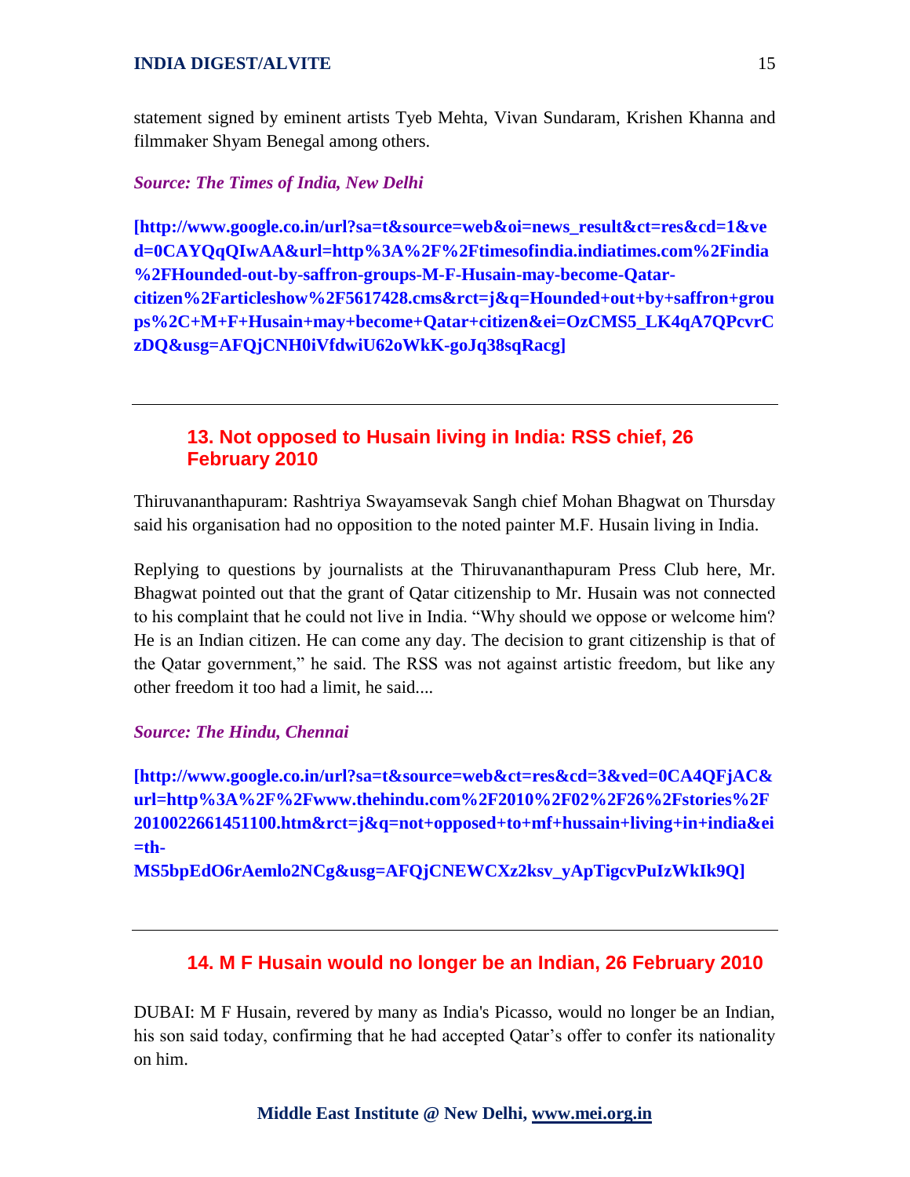statement signed by eminent artists Tyeb Mehta, Vivan Sundaram, Krishen Khanna and filmmaker Shyam Benegal among others.

***Source: The Times of India, New Delhi***

**[http://www.google.co.in/url?sa=t&source=web&oi=news_result&ct=res&cd=1&ved=0CAYQqQIwAA&url=http%3A%2F%2Ftimesofindia.indiatimes.com%2Findia%2FHounded-out-by-saffron-groups-M-F-Husain-may-become-Qatar-citizen%2Farticleshow%2F5617428.cms&rct=j&q=Hounded+out+by+saffron+groups%2C+M+F+Husain+may+become+Qatar+citizen&ei=OzCMS5_LK4qA7QPcvrCzDQ&usg=AFQjCNH0iVfdwiU62oWkK-goJq38sqRacg]**

---

## 13. Not opposed to Husain living in India: RSS chief, 26 February 2010

Thiruvananthapuram: Rashtriya Swayamsevak Sangh chief Mohan Bhagwat on Thursday said his organisation had no opposition to the noted painter M.F. Husain living in India.

Replying to questions by journalists at the Thiruvananthapuram Press Club here, Mr. Bhagwat pointed out that the grant of Qatar citizenship to Mr. Husain was not connected to his complaint that he could not live in India. "Why should we oppose or welcome him? He is an Indian citizen. He can come any day. The decision to grant citizenship is that of the Qatar government," he said. The RSS was not against artistic freedom, but like any other freedom it too had a limit, he said....

***Source: The Hindu, Chennai***

**[http://www.google.co.in/url?sa=t&source=web&ct=res&cd=3&ved=0CA4QFjAC&url=http%3A%2F%2Fwww.thehindu.com%2F2010%2F02%2F26%2Fstories%2F2010022661451100.htm&rct=j&q=not+opposed+to+mf+hussain+living+in+india&ei=th-MS5bpEdO6rAemlo2NCg&usg=AFQjCNEWCXz2ksv_yApTigcvPuIzWkIk9Q]**

---

## 14. M F Husain would no longer be an Indian, 26 February 2010

DUBAI: M F Husain, revered by many as India's Picasso, would no longer be an Indian, his son said today, confirming that he had accepted Qatar's offer to confer its nationality on him.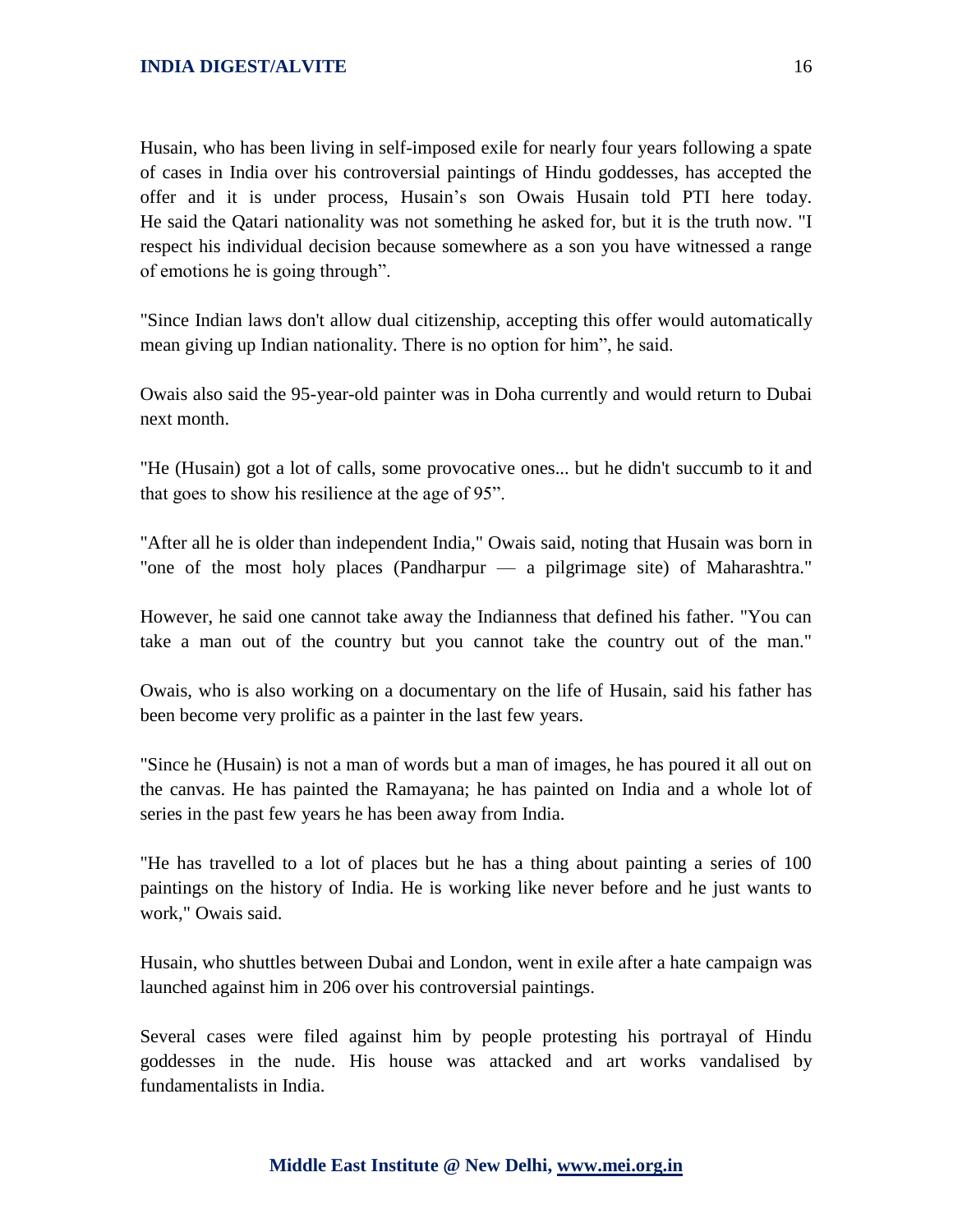Husain, who has been living in self-imposed exile for nearly four years following a spate of cases in India over his controversial paintings of Hindu goddesses, has accepted the offer and it is under process, Husain's son Owais Husain told PTI here today. He said the Qatari nationality was not something he asked for, but it is the truth now. "I respect his individual decision because somewhere as a son you have witnessed a range of emotions he is going through".

"Since Indian laws don't allow dual citizenship, accepting this offer would automatically mean giving up Indian nationality. There is no option for him", he said.

Owais also said the 95-year-old painter was in Doha currently and would return to Dubai next month.

"He (Husain) got a lot of calls, some provocative ones... but he didn't succumb to it and that goes to show his resilience at the age of 95".

"After all he is older than independent India," Owais said, noting that Husain was born in "one of the most holy places (Pandharpur — a pilgrimage site) of Maharashtra."

However, he said one cannot take away the Indianness that defined his father. "You can take a man out of the country but you cannot take the country out of the man."

Owais, who is also working on a documentary on the life of Husain, said his father has been become very prolific as a painter in the last few years.

"Since he (Husain) is not a man of words but a man of images, he has poured it all out on the canvas. He has painted the Ramayana; he has painted on India and a whole lot of series in the past few years he has been away from India.

"He has travelled to a lot of places but he has a thing about painting a series of 100 paintings on the history of India. He is working like never before and he just wants to work," Owais said.

Husain, who shuttles between Dubai and London, went in exile after a hate campaign was launched against him in 206 over his controversial paintings.

Several cases were filed against him by people protesting his portrayal of Hindu goddesses in the nude. His house was attacked and art works vandalised by fundamentalists in India.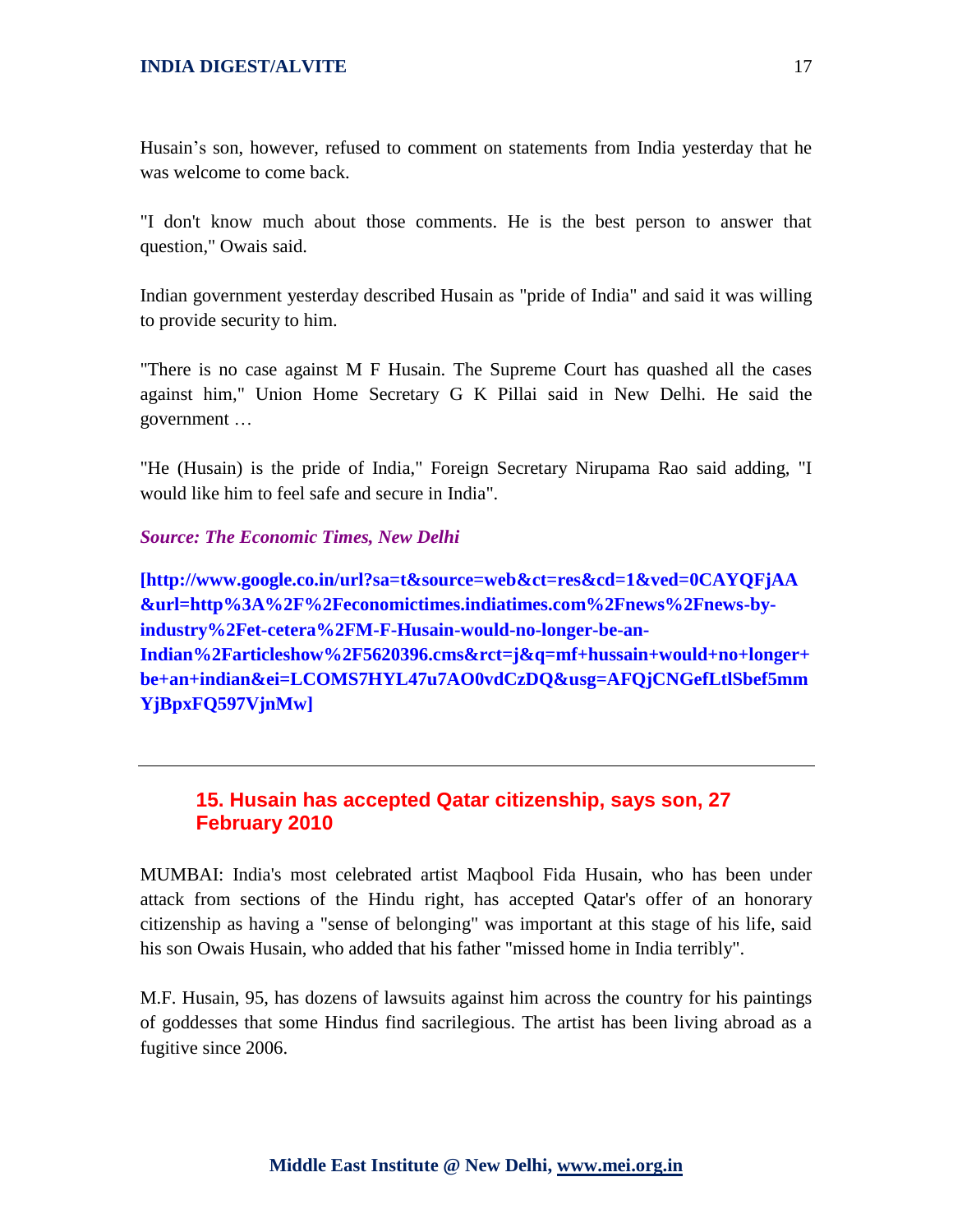Husain's son, however, refused to comment on statements from India yesterday that he was welcome to come back.

"I don't know much about those comments. He is the best person to answer that question," Owais said.

Indian government yesterday described Husain as "pride of India" and said it was willing to provide security to him.

"There is no case against M F Husain. The Supreme Court has quashed all the cases against him," Union Home Secretary G K Pillai said in New Delhi. He said the government …

"He (Husain) is the pride of India," Foreign Secretary Nirupama Rao said adding, "I would like him to feel safe and secure in India".

***Source: The Economic Times, New Delhi***

**[http://www.google.co.in/url?sa=t&source=web&ct=res&cd=1&ved=0CAYQFjAA&url=http%3A%2F%2Feconomictimes.indiatimes.com%2Fnews%2Fnews-by-industry%2Fet-cetera%2FM-F-Husain-would-no-longer-be-an-Indian%2Farticleshow%2F5620396.cms&rct=j&q=mf+hussain+would+no+longer+be+an+indian&ei=LCOMS7HYL47u7AO0vdCzDQ&usg=AFQjCNGefLtlSbef5mmYjBpxFQ597VjnMw]**

---

## 15. Husain has accepted Qatar citizenship, says son, 27 February 2010

MUMBAI: India's most celebrated artist Maqbool Fida Husain, who has been under attack from sections of the Hindu right, has accepted Qatar's offer of an honorary citizenship as having a "sense of belonging" was important at this stage of his life, said his son Owais Husain, who added that his father "missed home in India terribly".

M.F. Husain, 95, has dozens of lawsuits against him across the country for his paintings of goddesses that some Hindus find sacrilegious. The artist has been living abroad as a fugitive since 2006.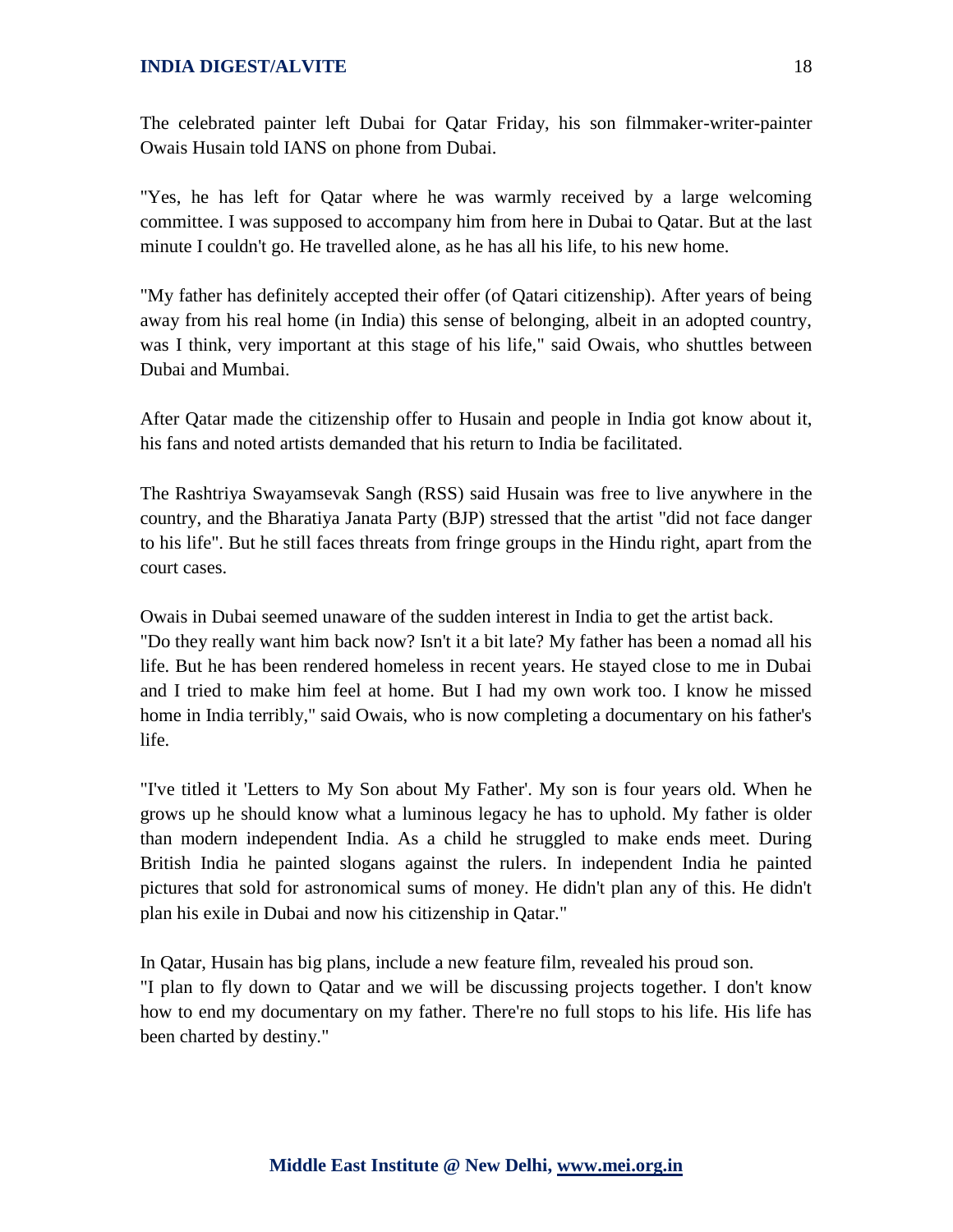The celebrated painter left Dubai for Qatar Friday, his son filmmaker-writer-painter Owais Husain told IANS on phone from Dubai.

"Yes, he has left for Qatar where he was warmly received by a large welcoming committee. I was supposed to accompany him from here in Dubai to Qatar. But at the last minute I couldn't go. He travelled alone, as he has all his life, to his new home.

"My father has definitely accepted their offer (of Qatari citizenship). After years of being away from his real home (in India) this sense of belonging, albeit in an adopted country, was I think, very important at this stage of his life," said Owais, who shuttles between Dubai and Mumbai.

After Qatar made the citizenship offer to Husain and people in India got know about it, his fans and noted artists demanded that his return to India be facilitated.

The Rashtriya Swayamsevak Sangh (RSS) said Husain was free to live anywhere in the country, and the Bharatiya Janata Party (BJP) stressed that the artist "did not face danger to his life". But he still faces threats from fringe groups in the Hindu right, apart from the court cases.

Owais in Dubai seemed unaware of the sudden interest in India to get the artist back.
"Do they really want him back now? Isn't it a bit late? My father has been a nomad all his life. But he has been rendered homeless in recent years. He stayed close to me in Dubai and I tried to make him feel at home. But I had my own work too. I know he missed home in India terribly," said Owais, who is now completing a documentary on his father's life.

"I've titled it 'Letters to My Son about My Father'. My son is four years old. When he grows up he should know what a luminous legacy he has to uphold. My father is older than modern independent India. As a child he struggled to make ends meet. During British India he painted slogans against the rulers. In independent India he painted pictures that sold for astronomical sums of money. He didn't plan any of this. He didn't plan his exile in Dubai and now his citizenship in Qatar."

In Qatar, Husain has big plans, include a new feature film, revealed his proud son.
"I plan to fly down to Qatar and we will be discussing projects together. I don't know how to end my documentary on my father. There're no full stops to his life. His life has been charted by destiny."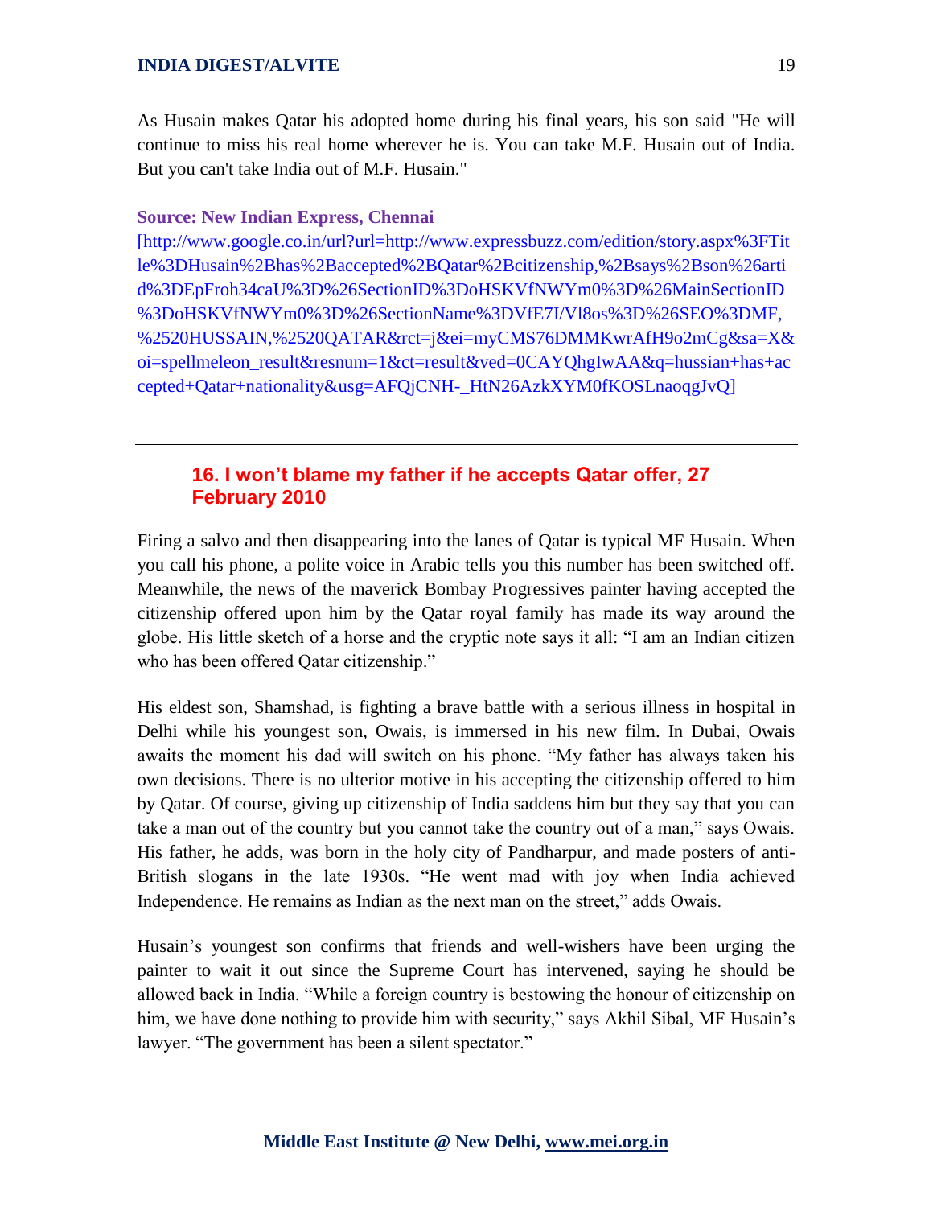As Husain makes Qatar his adopted home during his final years, his son said "He will continue to miss his real home wherever he is. You can take M.F. Husain out of India. But you can't take India out of M.F. Husain."

**Source: New Indian Express, Chennai**
[http://www.google.co.in/url?url=http://www.expressbuzz.com/edition/story.aspx%3FTitle%3DHusain%2Bhas%2Baccepted%2BQatar%2Bcitizenship,%2Bsays%2Bson%26artid%3DEpFroh34caU%3D%26SectionID%3DoHSKVfNWYm0%3D%26MainSectionID%3DoHSKVfNWYm0%3D%26SectionName%3DVfE7I/Vl8os%3D%26SEO%3DMF,%2520HUSSAIN,%2520QATAR&rct=j&ei=myCMS76DMMKwrAfH9o2mCg&sa=X&oi=spellmeleon_result&resnum=1&ct=result&ved=0CAYQhgIwAA&q=hussian+has+accepted+Qatar+nationality&usg=AFQjCNH-_HtN26AzkXYM0fKOSLnaoqgJvQ]

---

## 16. I won't blame my father if he accepts Qatar offer, 27 February 2010

Firing a salvo and then disappearing into the lanes of Qatar is typical MF Husain. When you call his phone, a polite voice in Arabic tells you this number has been switched off. Meanwhile, the news of the maverick Bombay Progressives painter having accepted the citizenship offered upon him by the Qatar royal family has made its way around the globe. His little sketch of a horse and the cryptic note says it all: "I am an Indian citizen who has been offered Qatar citizenship."

His eldest son, Shamshad, is fighting a brave battle with a serious illness in hospital in Delhi while his youngest son, Owais, is immersed in his new film. In Dubai, Owais awaits the moment his dad will switch on his phone. "My father has always taken his own decisions. There is no ulterior motive in his accepting the citizenship offered to him by Qatar. Of course, giving up citizenship of India saddens him but they say that you can take a man out of the country but you cannot take the country out of a man," says Owais. His father, he adds, was born in the holy city of Pandharpur, and made posters of anti-British slogans in the late 1930s. "He went mad with joy when India achieved Independence. He remains as Indian as the next man on the street," adds Owais.

Husain's youngest son confirms that friends and well-wishers have been urging the painter to wait it out since the Supreme Court has intervened, saying he should be allowed back in India. "While a foreign country is bestowing the honour of citizenship on him, we have done nothing to provide him with security," says Akhil Sibal, MF Husain's lawyer. "The government has been a silent spectator."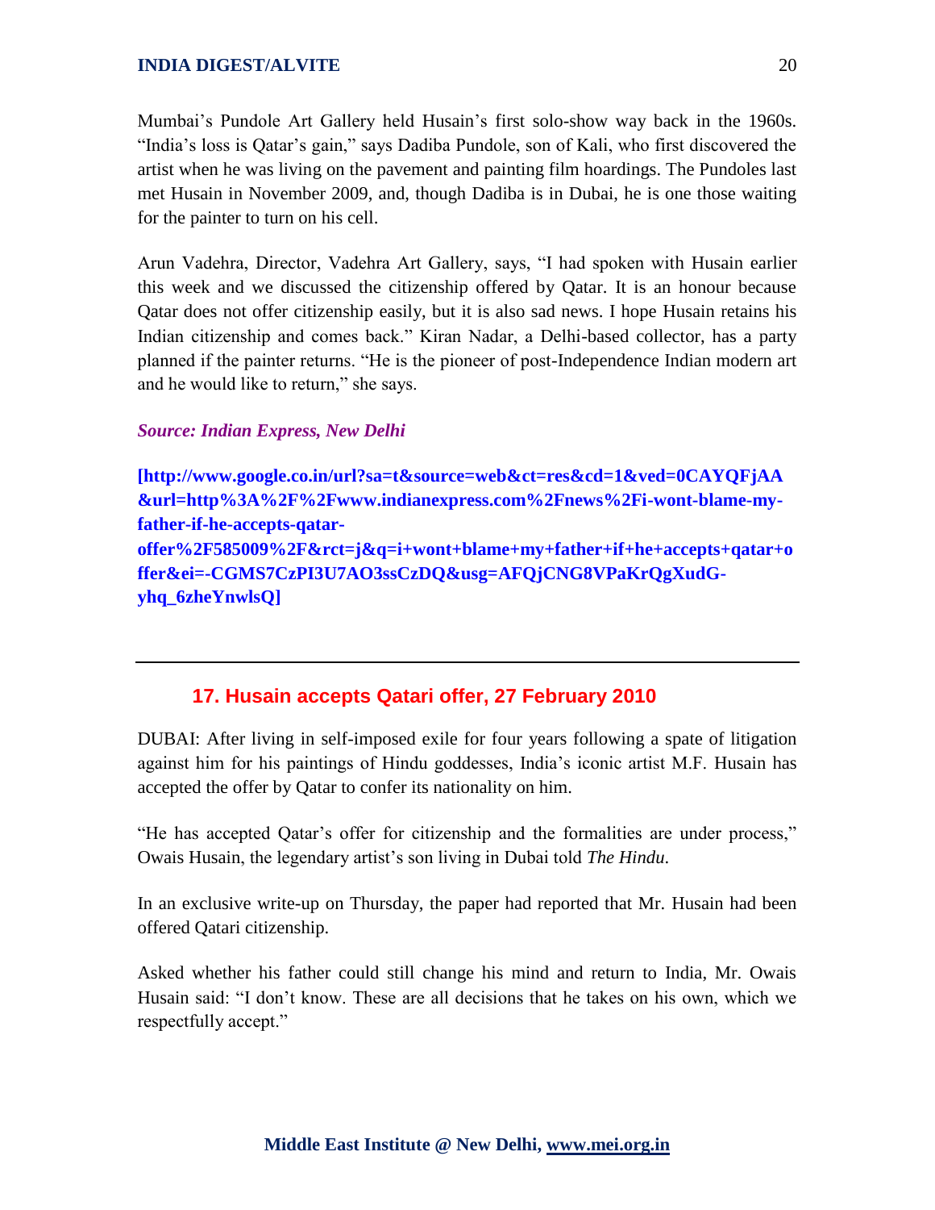Mumbai's Pundole Art Gallery held Husain's first solo-show way back in the 1960s. "India's loss is Qatar's gain," says Dadiba Pundole, son of Kali, who first discovered the artist when he was living on the pavement and painting film hoardings. The Pundoles last met Husain in November 2009, and, though Dadiba is in Dubai, he is one those waiting for the painter to turn on his cell.

Arun Vadehra, Director, Vadehra Art Gallery, says, "I had spoken with Husain earlier this week and we discussed the citizenship offered by Qatar. It is an honour because Qatar does not offer citizenship easily, but it is also sad news. I hope Husain retains his Indian citizenship and comes back." Kiran Nadar, a Delhi-based collector, has a party planned if the painter returns. "He is the pioneer of post-Independence Indian modern art and he would like to return," she says.

***Source: Indian Express, New Delhi***

**[http://www.google.co.in/url?sa=t&source=web&ct=res&cd=1&ved=0CAYQFjAA&url=http%3A%2F%2Fwww.indianexpress.com%2Fnews%2Fi-wont-blame-my-father-if-he-accepts-qatar-offer%2F585009%2F&rct=j&q=i+wont+blame+my+father+if+he+accepts+qatar+offer&ei=-CGMS7CzPI3U7AO3ssCzDQ&usg=AFQjCNG8VPaKrQgXudG-yhq_6zheYnwlsQ]**

---

## 17. Husain accepts Qatari offer, 27 February 2010

DUBAI: After living in self-imposed exile for four years following a spate of litigation against him for his paintings of Hindu goddesses, India's iconic artist M.F. Husain has accepted the offer by Qatar to confer its nationality on him.

"He has accepted Qatar's offer for citizenship and the formalities are under process," Owais Husain, the legendary artist's son living in Dubai told *The Hindu*.

In an exclusive write-up on Thursday, the paper had reported that Mr. Husain had been offered Qatari citizenship.

Asked whether his father could still change his mind and return to India, Mr. Owais Husain said: "I don't know. These are all decisions that he takes on his own, which we respectfully accept."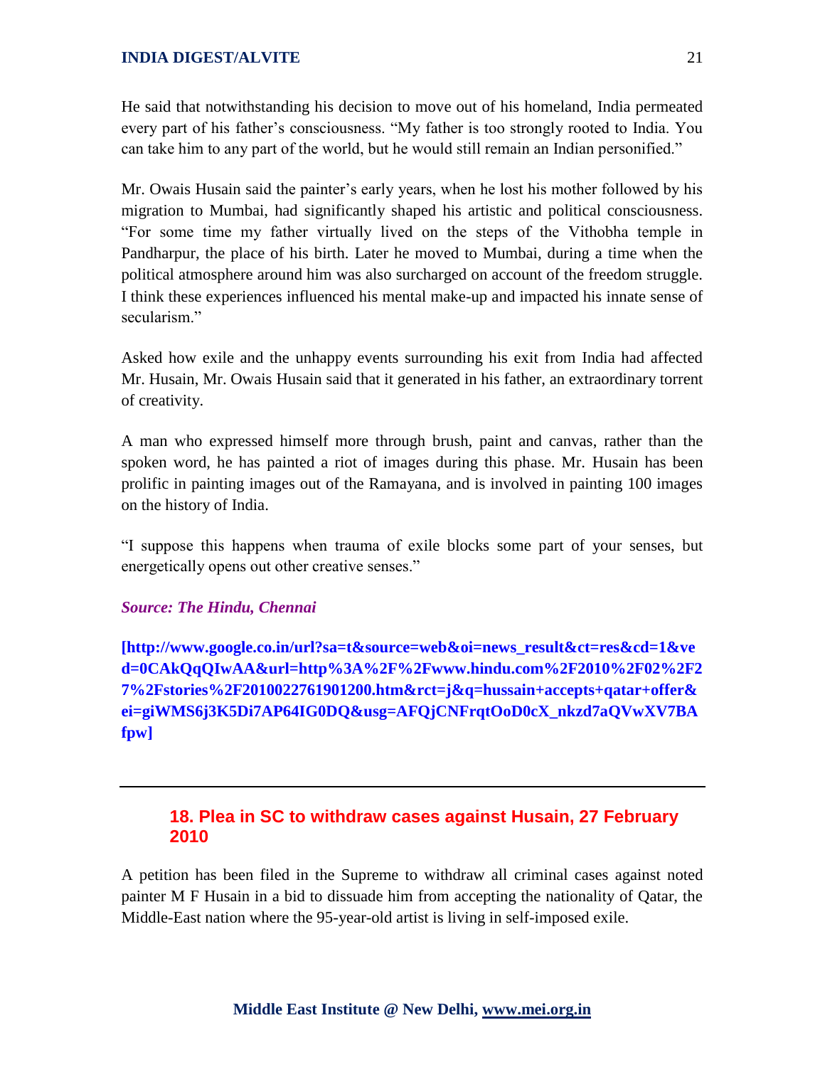He said that notwithstanding his decision to move out of his homeland, India permeated every part of his father's consciousness. "My father is too strongly rooted to India. You can take him to any part of the world, but he would still remain an Indian personified."

Mr. Owais Husain said the painter's early years, when he lost his mother followed by his migration to Mumbai, had significantly shaped his artistic and political consciousness. "For some time my father virtually lived on the steps of the Vithobha temple in Pandharpur, the place of his birth. Later he moved to Mumbai, during a time when the political atmosphere around him was also surcharged on account of the freedom struggle. I think these experiences influenced his mental make-up and impacted his innate sense of secularism."

Asked how exile and the unhappy events surrounding his exit from India had affected Mr. Husain, Mr. Owais Husain said that it generated in his father, an extraordinary torrent of creativity.

A man who expressed himself more through brush, paint and canvas, rather than the spoken word, he has painted a riot of images during this phase. Mr. Husain has been prolific in painting images out of the Ramayana, and is involved in painting 100 images on the history of India.

"I suppose this happens when trauma of exile blocks some part of your senses, but energetically opens out other creative senses."

***Source: The Hindu, Chennai***

**[http://www.google.co.in/url?sa=t&source=web&oi=news_result&ct=res&cd=1&ved=0CAkQqQIwAA&url=http%3A%2F%2Fwww.hindu.com%2F2010%2F02%2F27%2Fstories%2F2010022761901200.htm&rct=j&q=hussain+accepts+qatar+offer&ei=giWMS6j3K5Di7AP64IG0DQ&usg=AFQjCNFrqtOoD0cX_nkzd7aQVwXV7BAfpw]**

---

## 18. Plea in SC to withdraw cases against Husain, 27 February 2010

A petition has been filed in the Supreme to withdraw all criminal cases against noted painter M F Husain in a bid to dissuade him from accepting the nationality of Qatar, the Middle-East nation where the 95-year-old artist is living in self-imposed exile.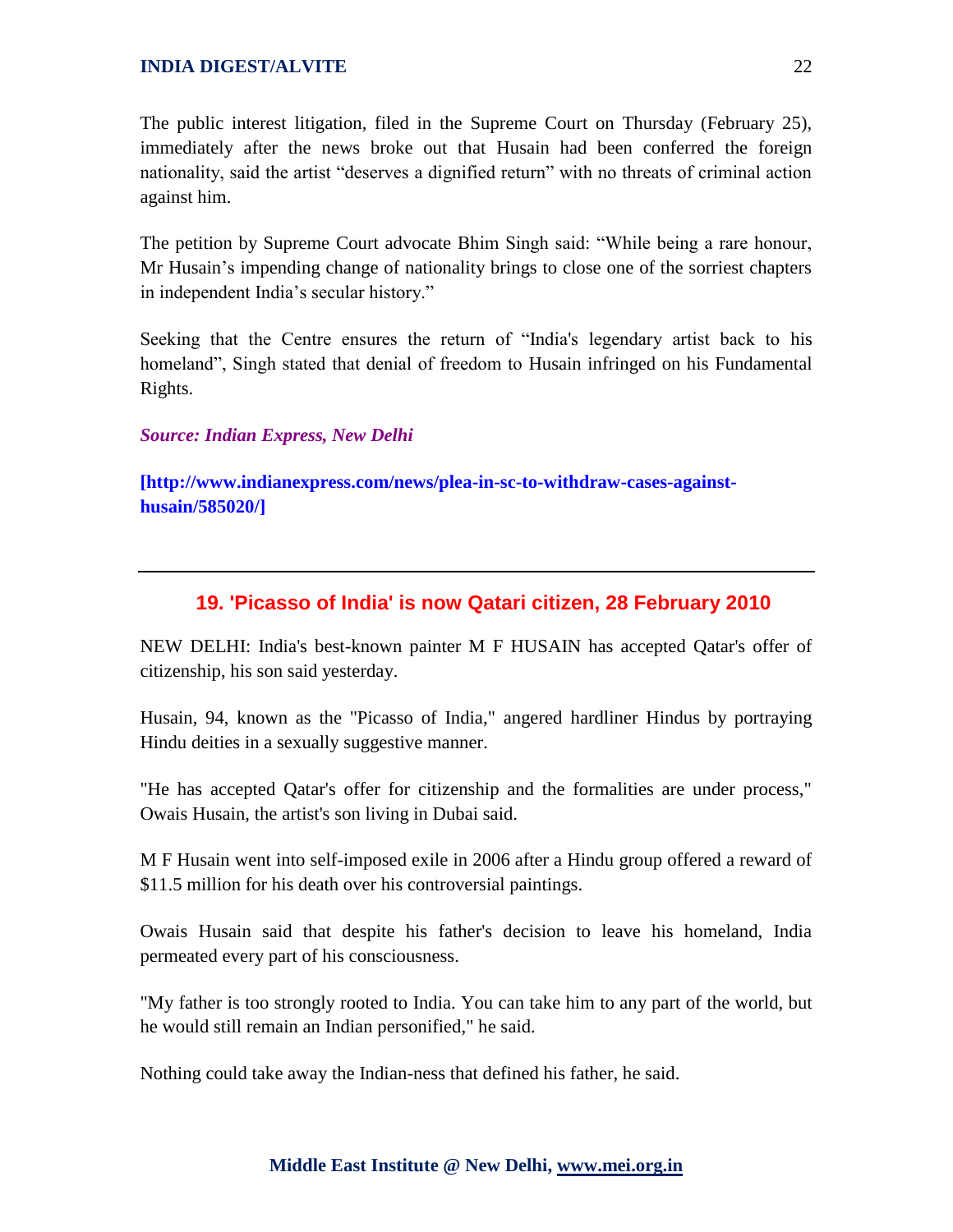The public interest litigation, filed in the Supreme Court on Thursday (February 25), immediately after the news broke out that Husain had been conferred the foreign nationality, said the artist "deserves a dignified return" with no threats of criminal action against him.

The petition by Supreme Court advocate Bhim Singh said: "While being a rare honour, Mr Husain's impending change of nationality brings to close one of the sorriest chapters in independent India's secular history."

Seeking that the Centre ensures the return of "India's legendary artist back to his homeland", Singh stated that denial of freedom to Husain infringed on his Fundamental Rights.

***Source: Indian Express, New Delhi***

**[http://www.indianexpress.com/news/plea-in-sc-to-withdraw-cases-against-husain/585020/]**

---

## 19. 'Picasso of India' is now Qatari citizen, 28 February 2010

NEW DELHI: India's best-known painter M F HUSAIN has accepted Qatar's offer of citizenship, his son said yesterday.

Husain, 94, known as the "Picasso of India," angered hardliner Hindus by portraying Hindu deities in a sexually suggestive manner.

"He has accepted Qatar's offer for citizenship and the formalities are under process," Owais Husain, the artist's son living in Dubai said.

M F Husain went into self-imposed exile in 2006 after a Hindu group offered a reward of $11.5 million for his death over his controversial paintings.

Owais Husain said that despite his father's decision to leave his homeland, India permeated every part of his consciousness.

"My father is too strongly rooted to India. You can take him to any part of the world, but he would still remain an Indian personified," he said.

Nothing could take away the Indian-ness that defined his father, he said.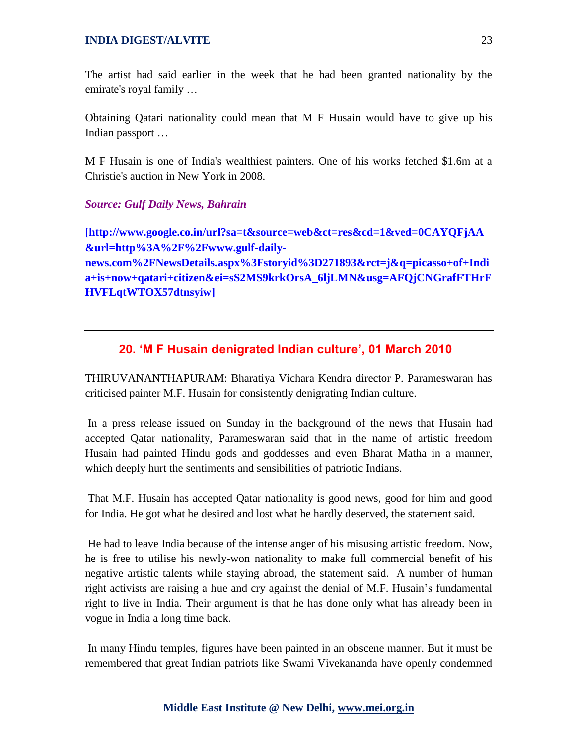The artist had said earlier in the week that he had been granted nationality by the emirate's royal family …

Obtaining Qatari nationality could mean that M F Husain would have to give up his Indian passport …

M F Husain is one of India's wealthiest painters. One of his works fetched $1.6m at a Christie's auction in New York in 2008.

***Source: Gulf Daily News, Bahrain***

**[http://www.google.co.in/url?sa=t&source=web&ct=res&cd=1&ved=0CAYQFjAA&url=http%3A%2F%2Fwww.gulf-daily-news.com%2FNewsDetails.aspx%3Fstoryid%3D271893&rct=j&q=picasso+of+India+is+now+qatari+citizen&ei=sS2MS9krkOrsA_6ljLMN&usg=AFQjCNGrafFTHrFHVFLqtWTOX57dtnsyiw]**

---

## 20. 'M F Husain denigrated Indian culture', 01 March 2010

THIRUVANANTHAPURAM: Bharatiya Vichara Kendra director P. Parameswaran has criticised painter M.F. Husain for consistently denigrating Indian culture.

In a press release issued on Sunday in the background of the news that Husain had accepted Qatar nationality, Parameswaran said that in the name of artistic freedom Husain had painted Hindu gods and goddesses and even Bharat Matha in a manner, which deeply hurt the sentiments and sensibilities of patriotic Indians.

That M.F. Husain has accepted Qatar nationality is good news, good for him and good for India. He got what he desired and lost what he hardly deserved, the statement said.

He had to leave India because of the intense anger of his misusing artistic freedom. Now, he is free to utilise his newly-won nationality to make full commercial benefit of his negative artistic talents while staying abroad, the statement said. A number of human right activists are raising a hue and cry against the denial of M.F. Husain's fundamental right to live in India. Their argument is that he has done only what has already been in vogue in India a long time back.

In many Hindu temples, figures have been painted in an obscene manner. But it must be remembered that great Indian patriots like Swami Vivekananda have openly condemned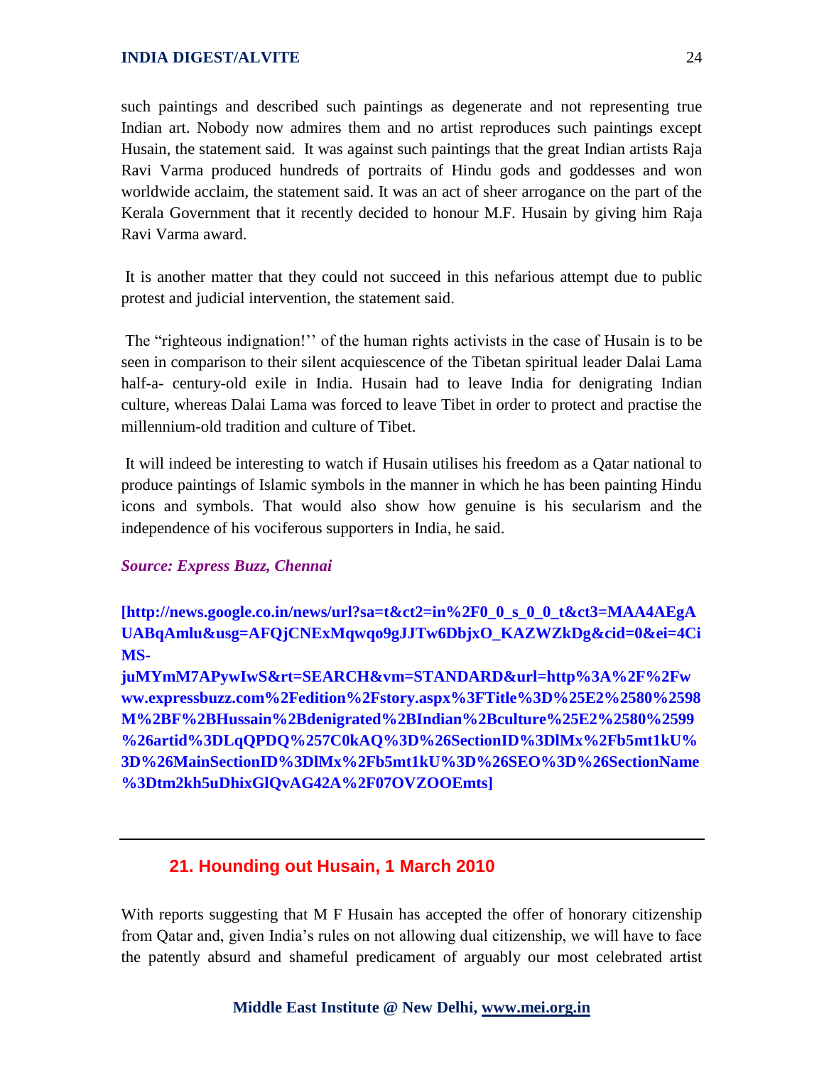such paintings and described such paintings as degenerate and not representing true Indian art. Nobody now admires them and no artist reproduces such paintings except Husain, the statement said. It was against such paintings that the great Indian artists Raja Ravi Varma produced hundreds of portraits of Hindu gods and goddesses and won worldwide acclaim, the statement said. It was an act of sheer arrogance on the part of the Kerala Government that it recently decided to honour M.F. Husain by giving him Raja Ravi Varma award.

It is another matter that they could not succeed in this nefarious attempt due to public protest and judicial intervention, the statement said.

The "righteous indignation!'' of the human rights activists in the case of Husain is to be seen in comparison to their silent acquiescence of the Tibetan spiritual leader Dalai Lama half-a- century-old exile in India. Husain had to leave India for denigrating Indian culture, whereas Dalai Lama was forced to leave Tibet in order to protect and practise the millennium-old tradition and culture of Tibet.

It will indeed be interesting to watch if Husain utilises his freedom as a Qatar national to produce paintings of Islamic symbols in the manner in which he has been painting Hindu icons and symbols. That would also show how genuine is his secularism and the independence of his vociferous supporters in India, he said.

***Source: Express Buzz, Chennai***

**[http://news.google.co.in/news/url?sa=t&ct2=in%2F0_0_s_0_0_t&ct3=MAA4AEgAUABqAmlu&usg=AFQjCNExMqwqo9gJJTw6DbjxO_KAZWZkDg&cid=0&ei=4CiMS-juMYmM7APywIwS&rt=SEARCH&vm=STANDARD&url=http%3A%2F%2Fwww.expressbuzz.com%2Fedition%2Fstory.aspx%3FTitle%3D%25E2%2580%2598M%2BF%2BHussain%2Bdenigrated%2BIndian%2Bculture%25E2%2580%2599%26artid%3DLqQPDQ%257C0kAQ%3D%26SectionID%3DlMx%2Fb5mt1kU%3D%26MainSectionID%3DlMx%2Fb5mt1kU%3D%26SEO%3D%26SectionName%3Dtm2kh5uDhixGlQvAG42A%2F07OVZOOEmts]**

---

## 21. Hounding out Husain, 1 March 2010

With reports suggesting that M F Husain has accepted the offer of honorary citizenship from Qatar and, given India's rules on not allowing dual citizenship, we will have to face the patently absurd and shameful predicament of arguably our most celebrated artist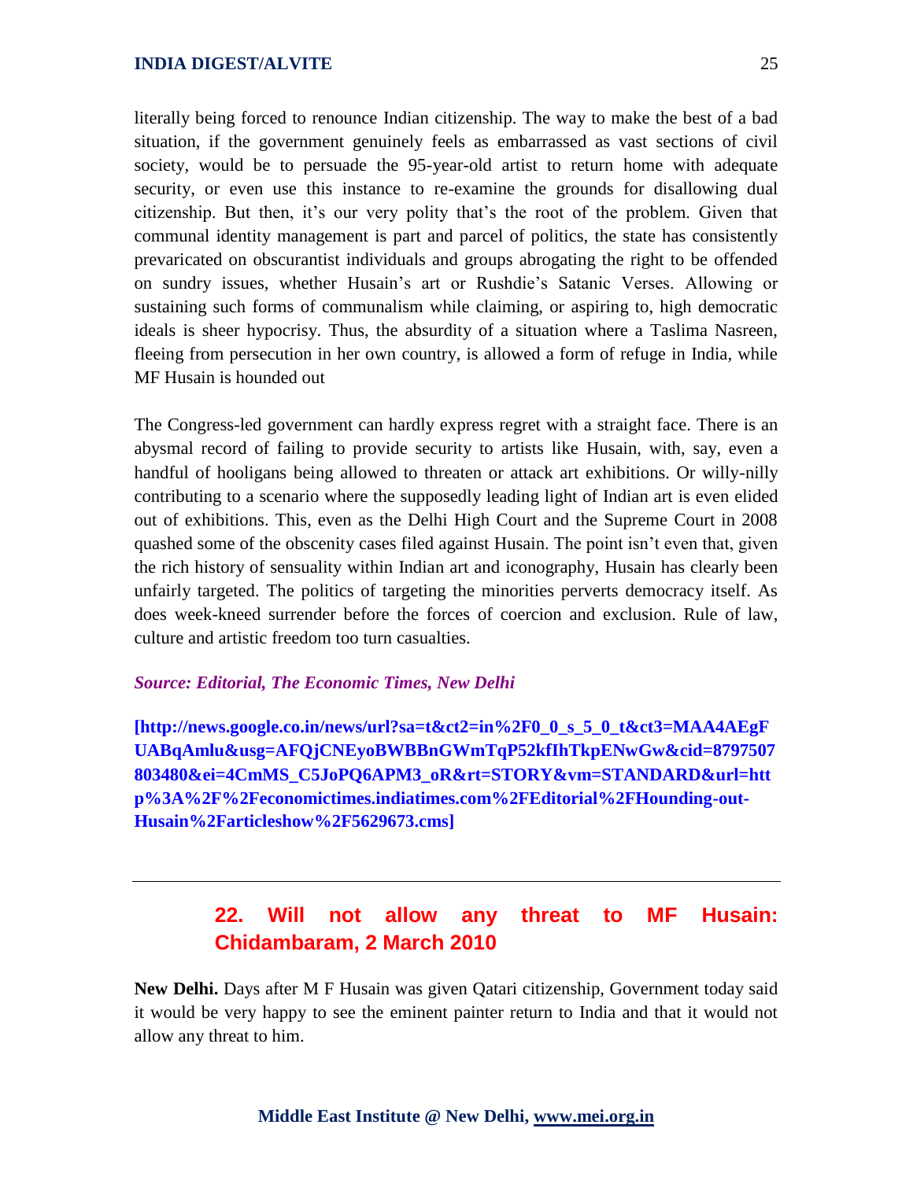literally being forced to renounce Indian citizenship. The way to make the best of a bad situation, if the government genuinely feels as embarrassed as vast sections of civil society, would be to persuade the 95-year-old artist to return home with adequate security, or even use this instance to re-examine the grounds for disallowing dual citizenship. But then, it's our very polity that's the root of the problem. Given that communal identity management is part and parcel of politics, the state has consistently prevaricated on obscurantist individuals and groups abrogating the right to be offended on sundry issues, whether Husain's art or Rushdie's Satanic Verses. Allowing or sustaining such forms of communalism while claiming, or aspiring to, high democratic ideals is sheer hypocrisy. Thus, the absurdity of a situation where a Taslima Nasreen, fleeing from persecution in her own country, is allowed a form of refuge in India, while MF Husain is hounded out

The Congress-led government can hardly express regret with a straight face. There is an abysmal record of failing to provide security to artists like Husain, with, say, even a handful of hooligans being allowed to threaten or attack art exhibitions. Or willy-nilly contributing to a scenario where the supposedly leading light of Indian art is even elided out of exhibitions. This, even as the Delhi High Court and the Supreme Court in 2008 quashed some of the obscenity cases filed against Husain. The point isn't even that, given the rich history of sensuality within Indian art and iconography, Husain has clearly been unfairly targeted. The politics of targeting the minorities perverts democracy itself. As does week-kneed surrender before the forces of coercion and exclusion. Rule of law, culture and artistic freedom too turn casualties.

***Source: Editorial, The Economic Times, New Delhi***

**[http://news.google.co.in/news/url?sa=t&ct2=in%2F0_0_s_5_0_t&ct3=MAA4AEgFUABqAmlu&usg=AFQjCNEyoBWBBnGWmTqP52kfIhTkpENwGw&cid=8797507803480&ei=4CmMS_C5JoPQ6APM3_oR&rt=STORY&vm=STANDARD&url=http%3A%2F%2Feconomictimes.indiatimes.com%2FEditorial%2FHounding-out-Husain%2Farticleshow%2F5629673.cms]**

---

## 22. Will not allow any threat to MF Husain: Chidambaram, 2 March 2010

**New Delhi.** Days after M F Husain was given Qatari citizenship, Government today said it would be very happy to see the eminent painter return to India and that it would not allow any threat to him.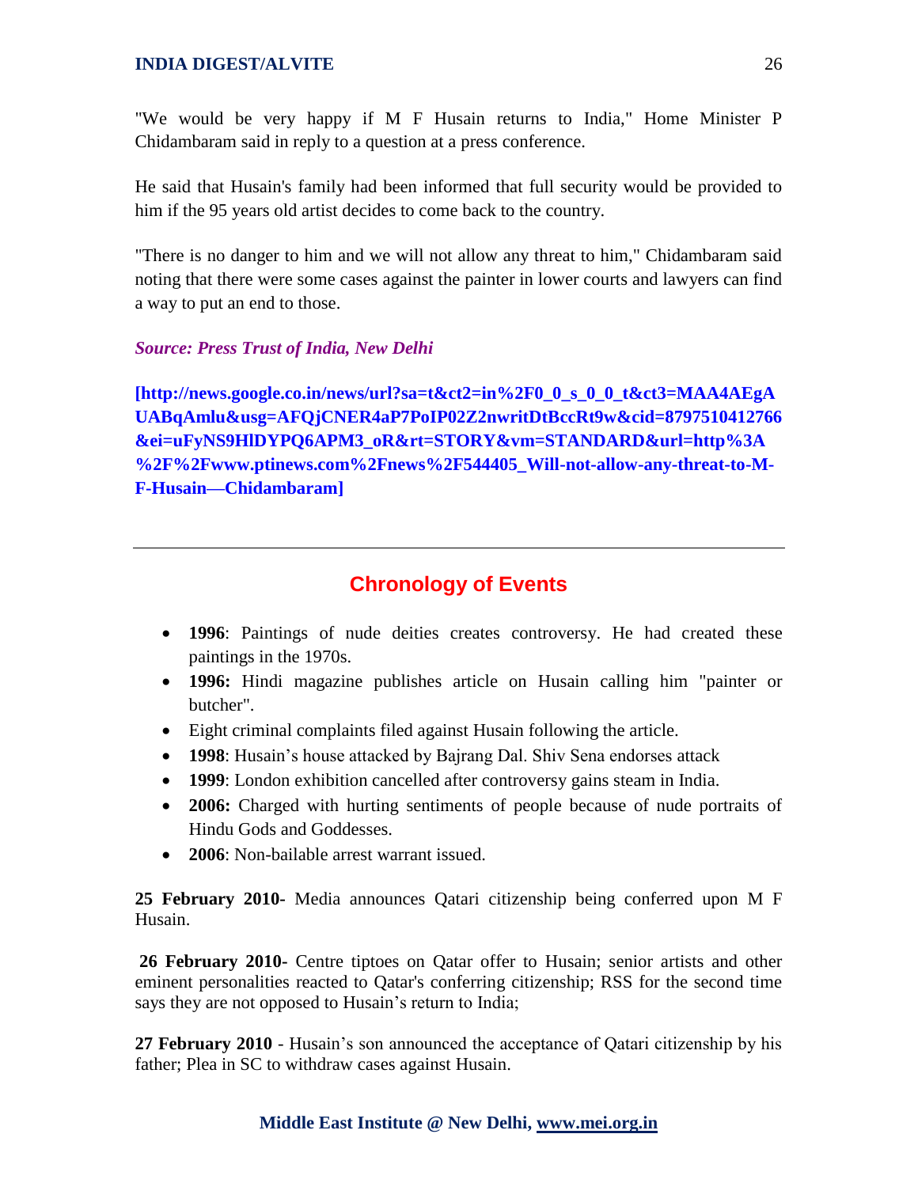"We would be very happy if M F Husain returns to India," Home Minister P Chidambaram said in reply to a question at a press conference.

He said that Husain's family had been informed that full security would be provided to him if the 95 years old artist decides to come back to the country.

"There is no danger to him and we will not allow any threat to him," Chidambaram said noting that there were some cases against the painter in lower courts and lawyers can find a way to put an end to those.

***Source: Press Trust of India, New Delhi***

**[http://news.google.co.in/news/url?sa=t&ct2=in%2F0_0_s_0_0_t&ct3=MAA4AEgAUABqAmlu&usg=AFQjCNER4aP7PoIP02Z2nwritDtBccRt9w&cid=8797510412766&ei=uFyNS9HlDYPQ6APM3_oR&rt=STORY&vm=STANDARD&url=http%3A%2F%2Fwww.ptinews.com%2Fnews%2F544405_Will-not-allow-any-threat-to-M-F-Husain—Chidambaram]**

---

## Chronology of Events

- **1996**: Paintings of nude deities creates controversy. He had created these paintings in the 1970s.
- **1996:** Hindi magazine publishes article on Husain calling him "painter or butcher".
- Eight criminal complaints filed against Husain following the article.
- **1998**: Husain's house attacked by Bajrang Dal. Shiv Sena endorses attack
- **1999**: London exhibition cancelled after controversy gains steam in India.
- **2006:** Charged with hurting sentiments of people because of nude portraits of Hindu Gods and Goddesses.
- **2006**: Non-bailable arrest warrant issued.

**25 February 2010-** Media announces Qatari citizenship being conferred upon M F Husain.

**26 February 2010-** Centre tiptoes on Qatar offer to Husain; senior artists and other eminent personalities reacted to Qatar's conferring citizenship; RSS for the second time says they are not opposed to Husain's return to India;

**27 February 2010** - Husain's son announced the acceptance of Qatari citizenship by his father; Plea in SC to withdraw cases against Husain.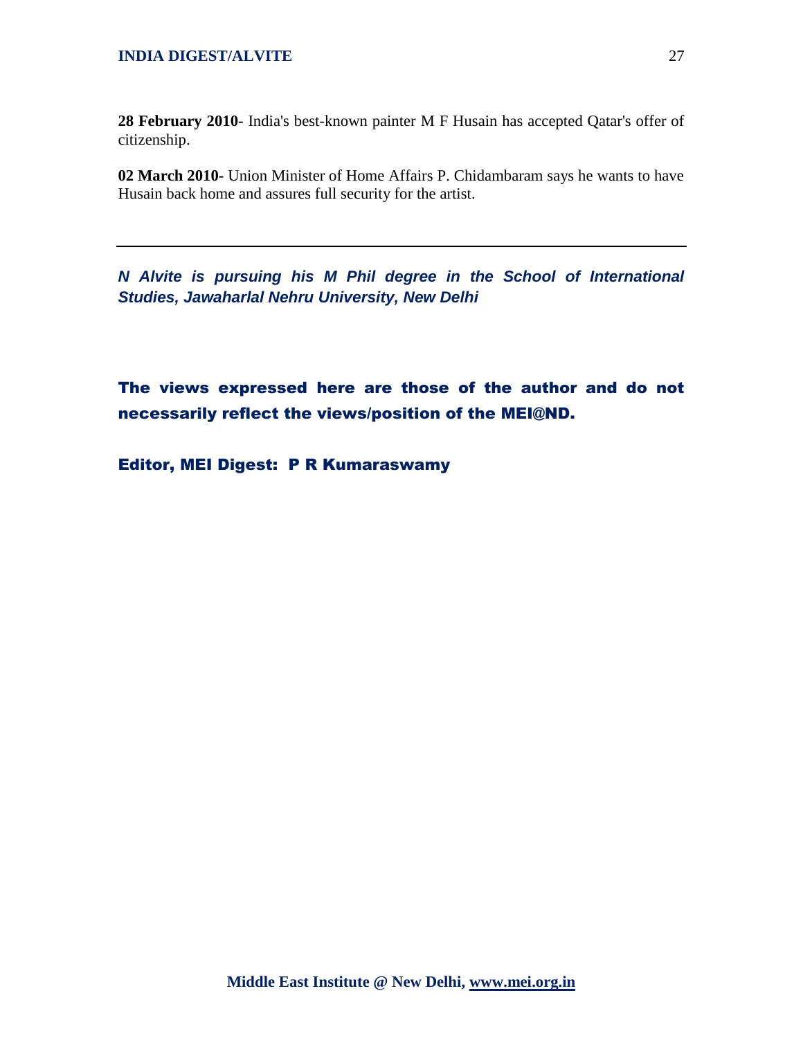**28 February 2010-** India's best-known painter M F Husain has accepted Qatar's offer of citizenship.

**02 March 2010-** Union Minister of Home Affairs P. Chidambaram says he wants to have Husain back home and assures full security for the artist.

---

***N Alvite is pursuing his M Phil degree in the School of International Studies, Jawaharlal Nehru University, New Delhi***

**The views expressed here are those of the author and do not necessarily reflect the views/position of the MEI@ND.**

**Editor, MEI Digest: P R Kumaraswamy**